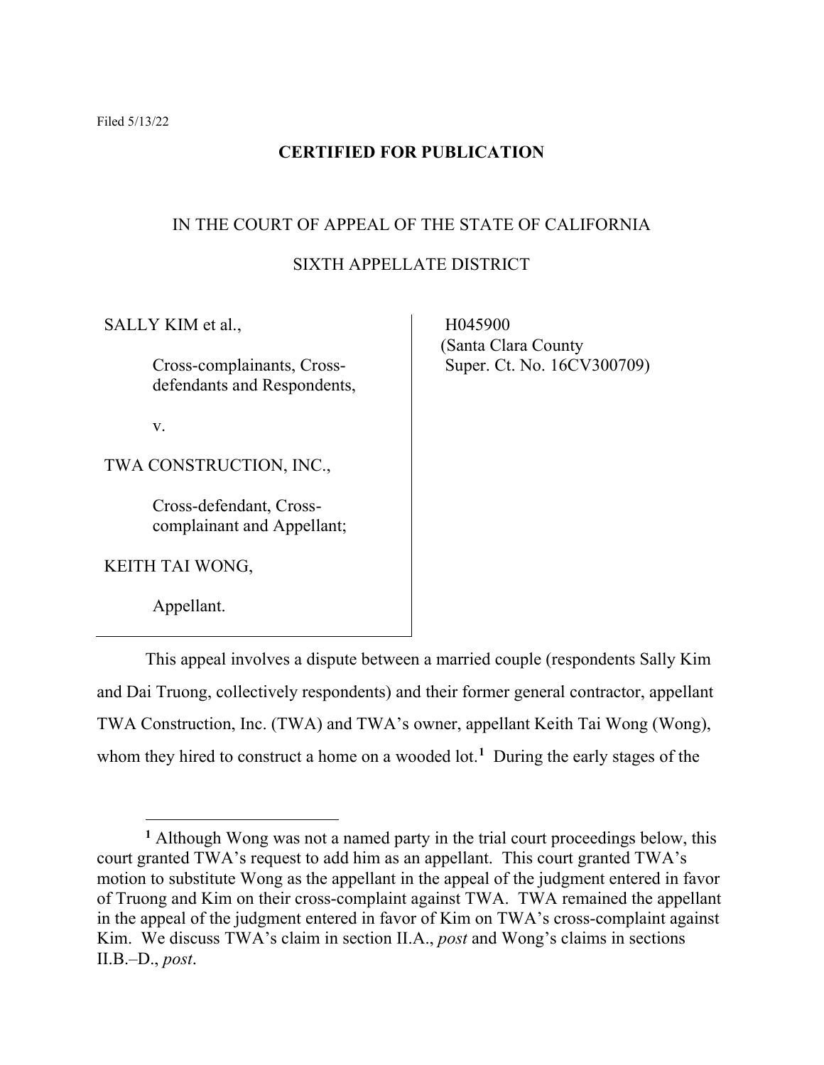Filed 5/13/22

**CERTIFIED FOR PUBLICATION**

IN THE COURT OF APPEAL OF THE STATE OF CALIFORNIA

SIXTH APPELLATE DISTRICT

| | |
|---|---|
| SALLY KIM et al.,<br><br>Cross-complainants, Cross-defendants and Respondents,<br><br>v.<br><br>TWA CONSTRUCTION, INC.,<br><br>Cross-defendant, Cross-complainant and Appellant;<br><br>KEITH TAI WONG,<br><br>Appellant. | H045900<br>(Santa Clara County<br>Super. Ct. No. 16CV300709) |

This appeal involves a dispute between a married couple (respondents Sally Kim and Dai Truong, collectively respondents) and their former general contractor, appellant TWA Construction, Inc. (TWA) and TWA's owner, appellant Keith Tai Wong (Wong), whom they hired to construct a home on a wooded lot.[1] During the early stages of the

[1] Although Wong was not a named party in the trial court proceedings below, this court granted TWA's request to add him as an appellant. This court granted TWA's motion to substitute Wong as the appellant in the appeal of the judgment entered in favor of Truong and Kim on their cross-complaint against TWA. TWA remained the appellant in the appeal of the judgment entered in favor of Kim on TWA's cross-complaint against Kim. We discuss TWA's claim in section II.A., *post* and Wong's claims in sections II.B.–D., *post*.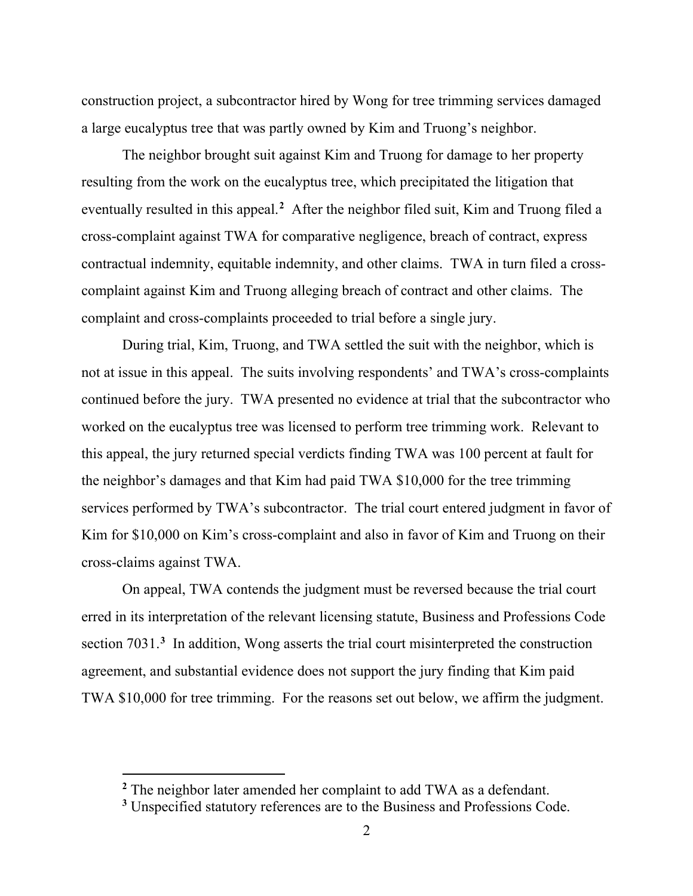construction project, a subcontractor hired by Wong for tree trimming services damaged a large eucalyptus tree that was partly owned by Kim and Truong's neighbor.

The neighbor brought suit against Kim and Truong for damage to her property resulting from the work on the eucalyptus tree, which precipitated the litigation that eventually resulted in this appeal.[2] After the neighbor filed suit, Kim and Truong filed a cross-complaint against TWA for comparative negligence, breach of contract, express contractual indemnity, equitable indemnity, and other claims. TWA in turn filed a cross-complaint against Kim and Truong alleging breach of contract and other claims. The complaint and cross-complaints proceeded to trial before a single jury.

During trial, Kim, Truong, and TWA settled the suit with the neighbor, which is not at issue in this appeal. The suits involving respondents' and TWA's cross-complaints continued before the jury. TWA presented no evidence at trial that the subcontractor who worked on the eucalyptus tree was licensed to perform tree trimming work. Relevant to this appeal, the jury returned special verdicts finding TWA was 100 percent at fault for the neighbor's damages and that Kim had paid TWA $10,000 for the tree trimming services performed by TWA's subcontractor. The trial court entered judgment in favor of Kim for $10,000 on Kim's cross-complaint and also in favor of Kim and Truong on their cross-claims against TWA.

On appeal, TWA contends the judgment must be reversed because the trial court erred in its interpretation of the relevant licensing statute, Business and Professions Code section 7031.[3] In addition, Wong asserts the trial court misinterpreted the construction agreement, and substantial evidence does not support the jury finding that Kim paid TWA $10,000 for tree trimming. For the reasons set out below, we affirm the judgment.

---

[2] The neighbor later amended her complaint to add TWA as a defendant.

[3] Unspecified statutory references are to the Business and Professions Code.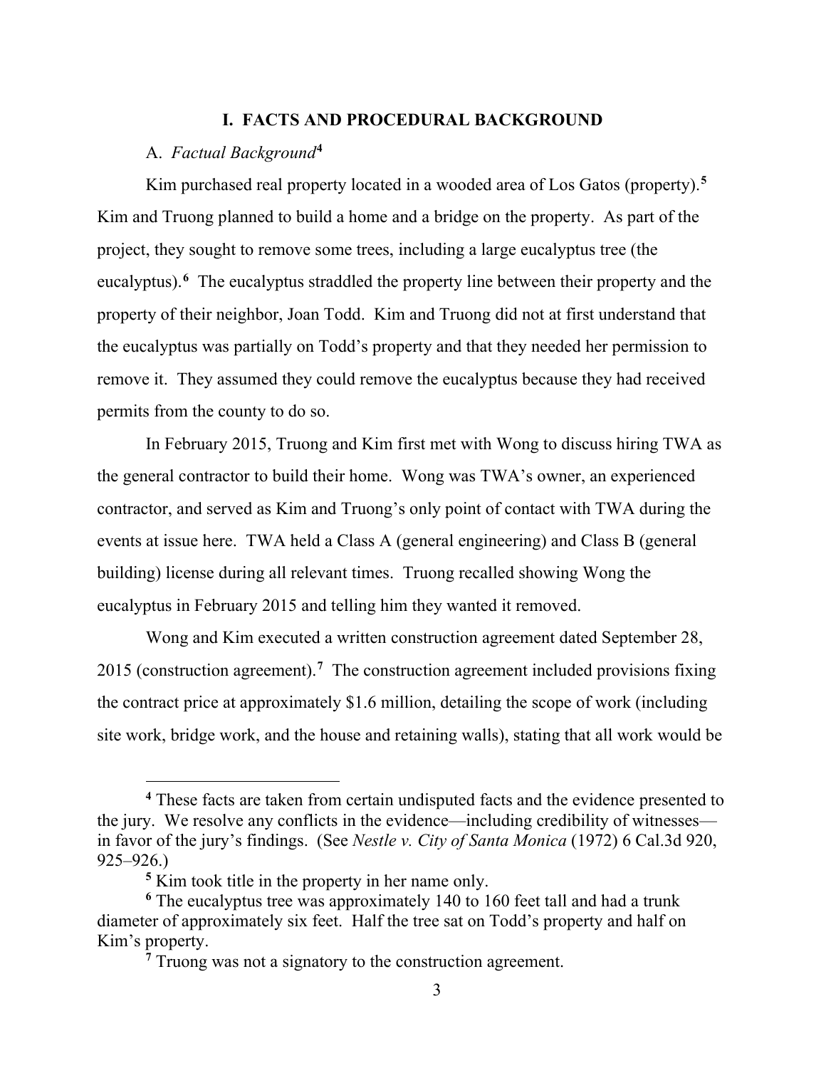# I. FACTS AND PROCEDURAL BACKGROUND

## A. *Factual Background*[4]

Kim purchased real property located in a wooded area of Los Gatos (property).[5] Kim and Truong planned to build a home and a bridge on the property. As part of the project, they sought to remove some trees, including a large eucalyptus tree (the eucalyptus).[6] The eucalyptus straddled the property line between their property and the property of their neighbor, Joan Todd. Kim and Truong did not at first understand that the eucalyptus was partially on Todd's property and that they needed her permission to remove it. They assumed they could remove the eucalyptus because they had received permits from the county to do so.

In February 2015, Truong and Kim first met with Wong to discuss hiring TWA as the general contractor to build their home. Wong was TWA's owner, an experienced contractor, and served as Kim and Truong's only point of contact with TWA during the events at issue here. TWA held a Class A (general engineering) and Class B (general building) license during all relevant times. Truong recalled showing Wong the eucalyptus in February 2015 and telling him they wanted it removed.

Wong and Kim executed a written construction agreement dated September 28, 2015 (construction agreement).[7] The construction agreement included provisions fixing the contract price at approximately $1.6 million, detailing the scope of work (including site work, bridge work, and the house and retaining walls), stating that all work would be

---

[4] These facts are taken from certain undisputed facts and the evidence presented to the jury. We resolve any conflicts in the evidence—including credibility of witnesses—in favor of the jury's findings. (See *Nestle v. City of Santa Monica* (1972) 6 Cal.3d 920, 925–926.)

[5] Kim took title in the property in her name only.

[6] The eucalyptus tree was approximately 140 to 160 feet tall and had a trunk diameter of approximately six feet. Half the tree sat on Todd's property and half on Kim's property.

[7] Truong was not a signatory to the construction agreement.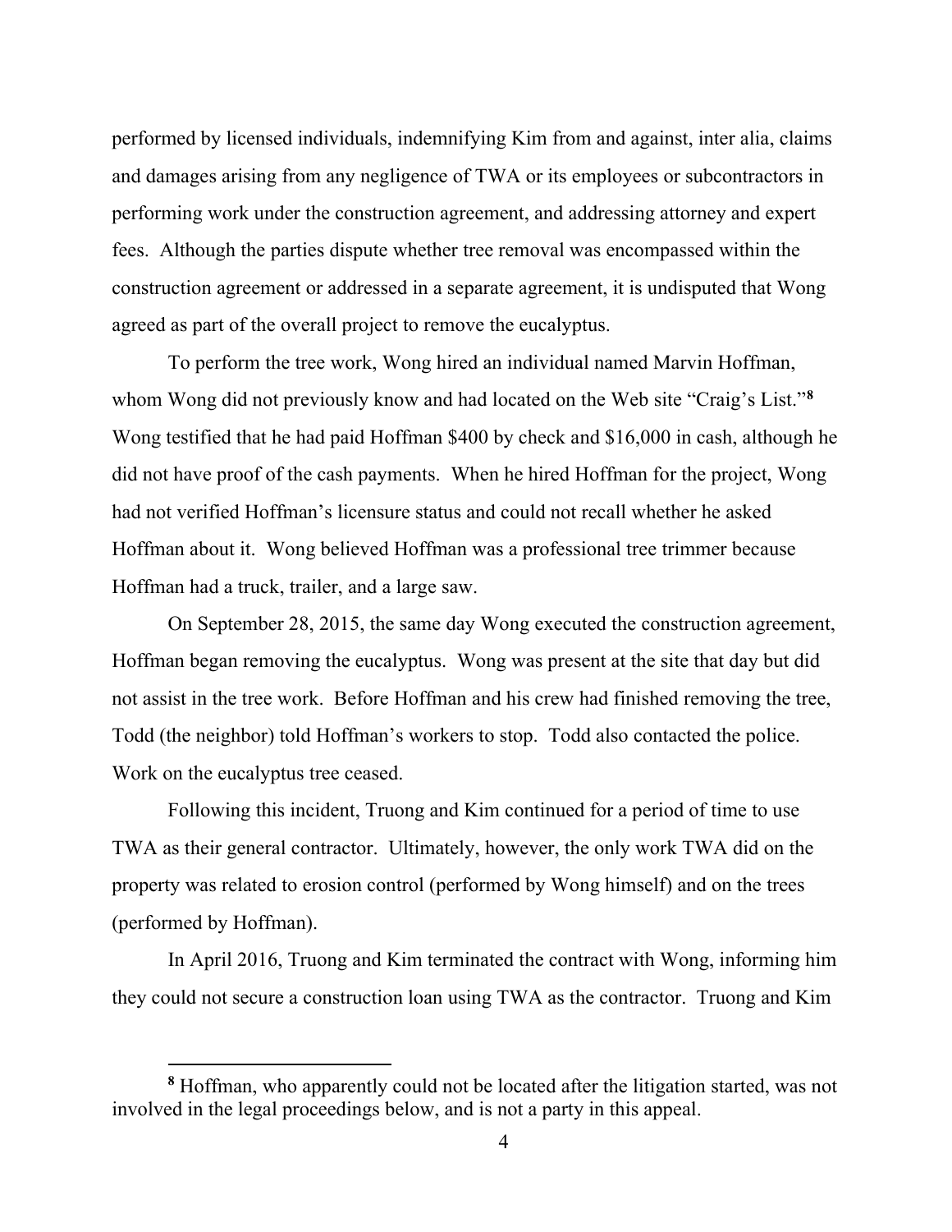performed by licensed individuals, indemnifying Kim from and against, inter alia, claims and damages arising from any negligence of TWA or its employees or subcontractors in performing work under the construction agreement, and addressing attorney and expert fees. Although the parties dispute whether tree removal was encompassed within the construction agreement or addressed in a separate agreement, it is undisputed that Wong agreed as part of the overall project to remove the eucalyptus.

To perform the tree work, Wong hired an individual named Marvin Hoffman, whom Wong did not previously know and had located on the Web site "Craig's List."[8] Wong testified that he had paid Hoffman $400 by check and $16,000 in cash, although he did not have proof of the cash payments. When he hired Hoffman for the project, Wong had not verified Hoffman's licensure status and could not recall whether he asked Hoffman about it. Wong believed Hoffman was a professional tree trimmer because Hoffman had a truck, trailer, and a large saw.

On September 28, 2015, the same day Wong executed the construction agreement, Hoffman began removing the eucalyptus. Wong was present at the site that day but did not assist in the tree work. Before Hoffman and his crew had finished removing the tree, Todd (the neighbor) told Hoffman's workers to stop. Todd also contacted the police. Work on the eucalyptus tree ceased.

Following this incident, Truong and Kim continued for a period of time to use TWA as their general contractor. Ultimately, however, the only work TWA did on the property was related to erosion control (performed by Wong himself) and on the trees (performed by Hoffman).

In April 2016, Truong and Kim terminated the contract with Wong, informing him they could not secure a construction loan using TWA as the contractor. Truong and Kim

---

[8] Hoffman, who apparently could not be located after the litigation started, was not involved in the legal proceedings below, and is not a party in this appeal.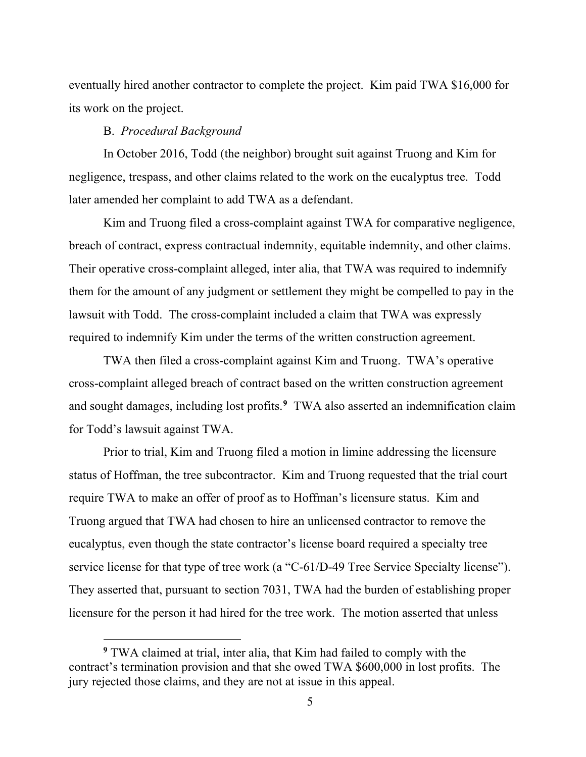eventually hired another contractor to complete the project. Kim paid TWA $16,000 for its work on the project.

B. *Procedural Background*

In October 2016, Todd (the neighbor) brought suit against Truong and Kim for negligence, trespass, and other claims related to the work on the eucalyptus tree. Todd later amended her complaint to add TWA as a defendant.

Kim and Truong filed a cross-complaint against TWA for comparative negligence, breach of contract, express contractual indemnity, equitable indemnity, and other claims. Their operative cross-complaint alleged, inter alia, that TWA was required to indemnify them for the amount of any judgment or settlement they might be compelled to pay in the lawsuit with Todd. The cross-complaint included a claim that TWA was expressly required to indemnify Kim under the terms of the written construction agreement.

TWA then filed a cross-complaint against Kim and Truong. TWA's operative cross-complaint alleged breach of contract based on the written construction agreement and sought damages, including lost profits.[9] TWA also asserted an indemnification claim for Todd's lawsuit against TWA.

Prior to trial, Kim and Truong filed a motion in limine addressing the licensure status of Hoffman, the tree subcontractor. Kim and Truong requested that the trial court require TWA to make an offer of proof as to Hoffman's licensure status. Kim and Truong argued that TWA had chosen to hire an unlicensed contractor to remove the eucalyptus, even though the state contractor's license board required a specialty tree service license for that type of tree work (a "C-61/D-49 Tree Service Specialty license"). They asserted that, pursuant to section 7031, TWA had the burden of establishing proper licensure for the person it had hired for the tree work. The motion asserted that unless

[9] TWA claimed at trial, inter alia, that Kim had failed to comply with the contract's termination provision and that she owed TWA $600,000 in lost profits. The jury rejected those claims, and they are not at issue in this appeal.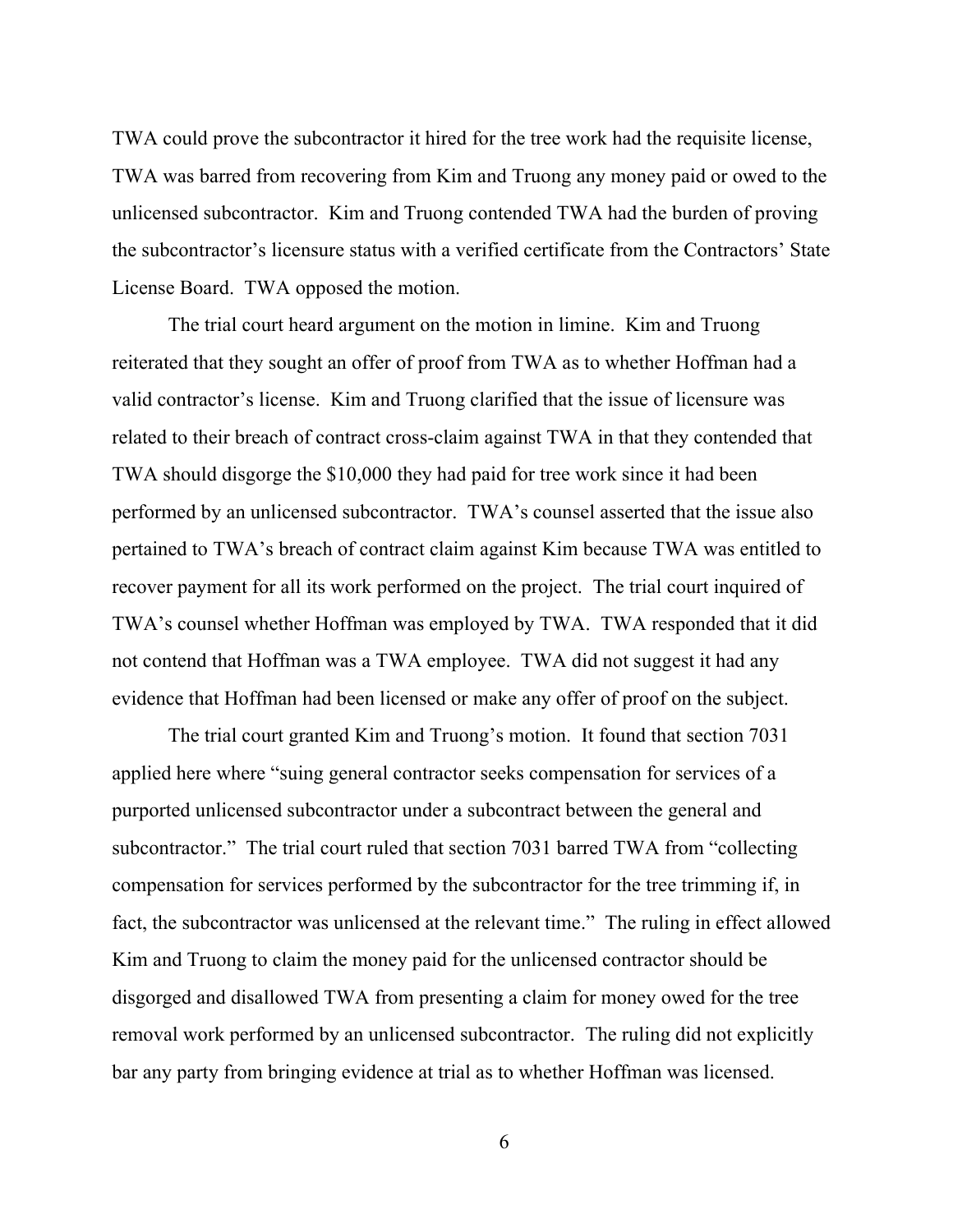TWA could prove the subcontractor it hired for the tree work had the requisite license, TWA was barred from recovering from Kim and Truong any money paid or owed to the unlicensed subcontractor. Kim and Truong contended TWA had the burden of proving the subcontractor's licensure status with a verified certificate from the Contractors' State License Board. TWA opposed the motion.

The trial court heard argument on the motion in limine. Kim and Truong reiterated that they sought an offer of proof from TWA as to whether Hoffman had a valid contractor's license. Kim and Truong clarified that the issue of licensure was related to their breach of contract cross-claim against TWA in that they contended that TWA should disgorge the $10,000 they had paid for tree work since it had been performed by an unlicensed subcontractor. TWA's counsel asserted that the issue also pertained to TWA's breach of contract claim against Kim because TWA was entitled to recover payment for all its work performed on the project. The trial court inquired of TWA's counsel whether Hoffman was employed by TWA. TWA responded that it did not contend that Hoffman was a TWA employee. TWA did not suggest it had any evidence that Hoffman had been licensed or make any offer of proof on the subject.

The trial court granted Kim and Truong's motion. It found that section 7031 applied here where "suing general contractor seeks compensation for services of a purported unlicensed subcontractor under a subcontract between the general and subcontractor." The trial court ruled that section 7031 barred TWA from "collecting compensation for services performed by the subcontractor for the tree trimming if, in fact, the subcontractor was unlicensed at the relevant time." The ruling in effect allowed Kim and Truong to claim the money paid for the unlicensed contractor should be disgorged and disallowed TWA from presenting a claim for money owed for the tree removal work performed by an unlicensed subcontractor. The ruling did not explicitly bar any party from bringing evidence at trial as to whether Hoffman was licensed.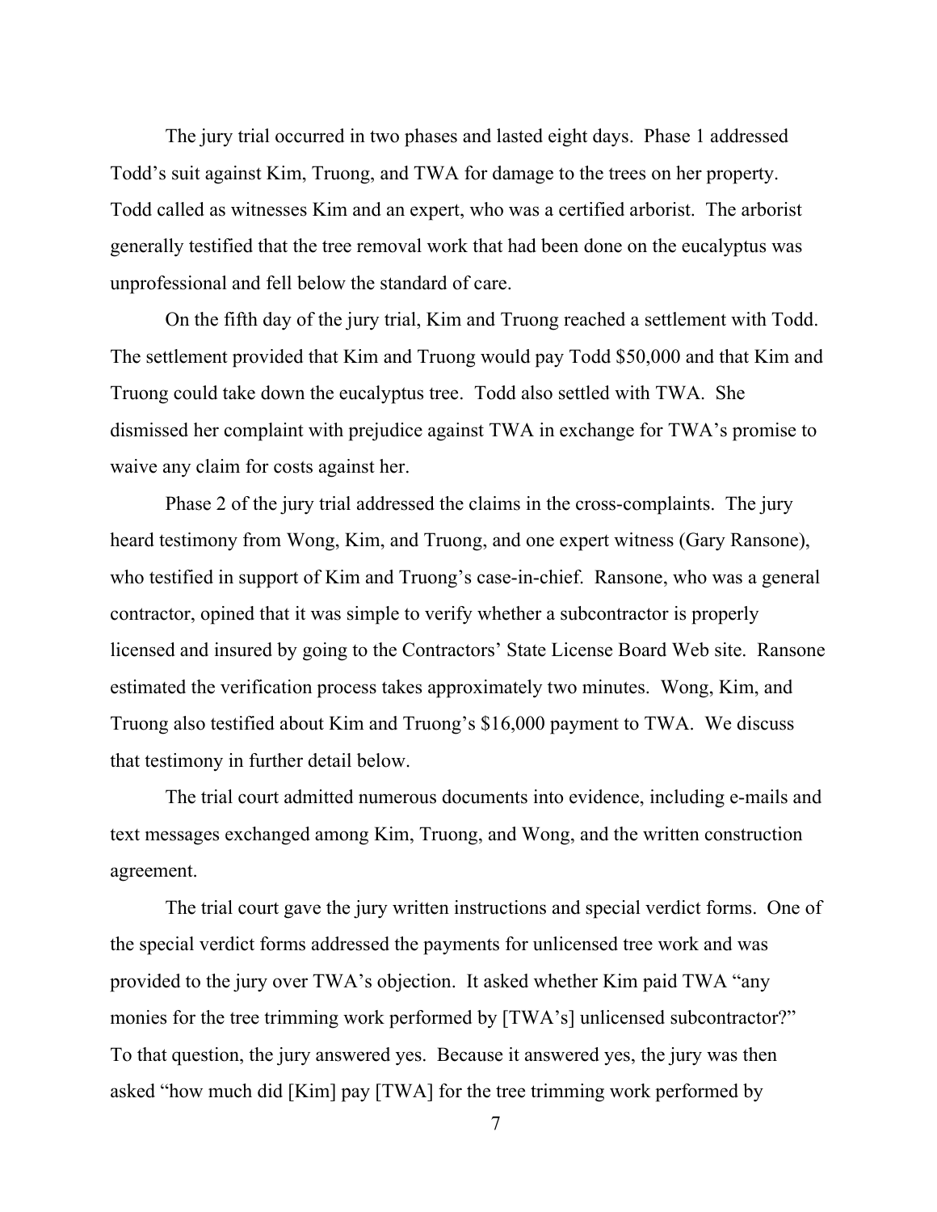The jury trial occurred in two phases and lasted eight days. Phase 1 addressed Todd's suit against Kim, Truong, and TWA for damage to the trees on her property. Todd called as witnesses Kim and an expert, who was a certified arborist. The arborist generally testified that the tree removal work that had been done on the eucalyptus was unprofessional and fell below the standard of care.

On the fifth day of the jury trial, Kim and Truong reached a settlement with Todd. The settlement provided that Kim and Truong would pay Todd $50,000 and that Kim and Truong could take down the eucalyptus tree. Todd also settled with TWA. She dismissed her complaint with prejudice against TWA in exchange for TWA's promise to waive any claim for costs against her.

Phase 2 of the jury trial addressed the claims in the cross-complaints. The jury heard testimony from Wong, Kim, and Truong, and one expert witness (Gary Ransone), who testified in support of Kim and Truong's case-in-chief. Ransone, who was a general contractor, opined that it was simple to verify whether a subcontractor is properly licensed and insured by going to the Contractors' State License Board Web site. Ransone estimated the verification process takes approximately two minutes. Wong, Kim, and Truong also testified about Kim and Truong's $16,000 payment to TWA. We discuss that testimony in further detail below.

The trial court admitted numerous documents into evidence, including e-mails and text messages exchanged among Kim, Truong, and Wong, and the written construction agreement.

The trial court gave the jury written instructions and special verdict forms. One of the special verdict forms addressed the payments for unlicensed tree work and was provided to the jury over TWA's objection. It asked whether Kim paid TWA "any monies for the tree trimming work performed by [TWA's] unlicensed subcontractor?" To that question, the jury answered yes. Because it answered yes, the jury was then asked "how much did [Kim] pay [TWA] for the tree trimming work performed by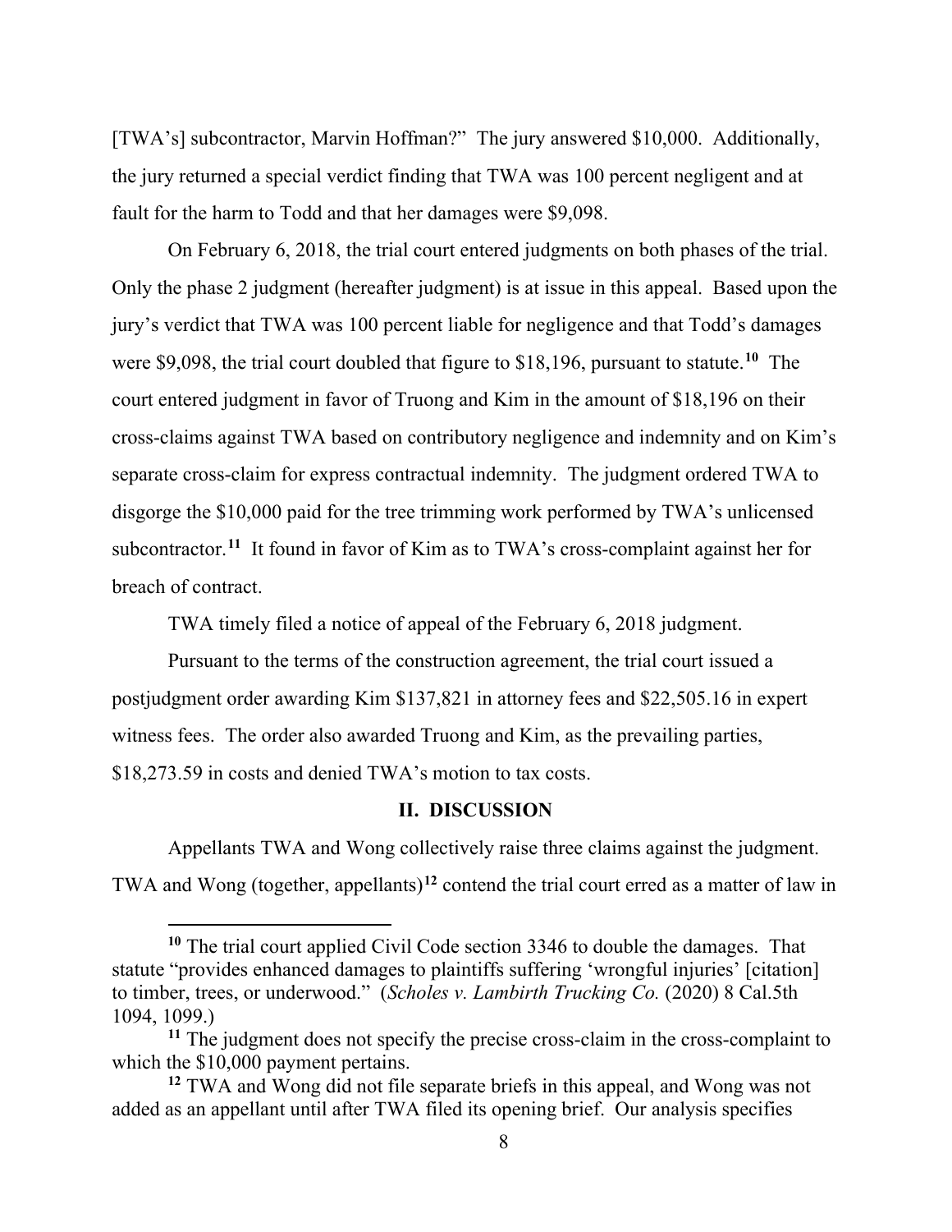[TWA's] subcontractor, Marvin Hoffman?" The jury answered $10,000. Additionally, the jury returned a special verdict finding that TWA was 100 percent negligent and at fault for the harm to Todd and that her damages were $9,098.

On February 6, 2018, the trial court entered judgments on both phases of the trial. Only the phase 2 judgment (hereafter judgment) is at issue in this appeal. Based upon the jury's verdict that TWA was 100 percent liable for negligence and that Todd's damages were $9,098, the trial court doubled that figure to $18,196, pursuant to statute.[10] The court entered judgment in favor of Truong and Kim in the amount of $18,196 on their cross-claims against TWA based on contributory negligence and indemnity and on Kim's separate cross-claim for express contractual indemnity. The judgment ordered TWA to disgorge the $10,000 paid for the tree trimming work performed by TWA's unlicensed subcontractor.[11] It found in favor of Kim as to TWA's cross-complaint against her for breach of contract.

TWA timely filed a notice of appeal of the February 6, 2018 judgment.

Pursuant to the terms of the construction agreement, the trial court issued a postjudgment order awarding Kim $137,821 in attorney fees and $22,505.16 in expert witness fees. The order also awarded Truong and Kim, as the prevailing parties, $18,273.59 in costs and denied TWA's motion to tax costs.

## II. DISCUSSION

Appellants TWA and Wong collectively raise three claims against the judgment. TWA and Wong (together, appellants)[12] contend the trial court erred as a matter of law in

---

[10] The trial court applied Civil Code section 3346 to double the damages. That statute "provides enhanced damages to plaintiffs suffering 'wrongful injuries' [citation] to timber, trees, or underwood." (*Scholes v. Lambirth Trucking Co.* (2020) 8 Cal.5th 1094, 1099.)

[11] The judgment does not specify the precise cross-claim in the cross-complaint to which the $10,000 payment pertains.

[12] TWA and Wong did not file separate briefs in this appeal, and Wong was not added as an appellant until after TWA filed its opening brief. Our analysis specifies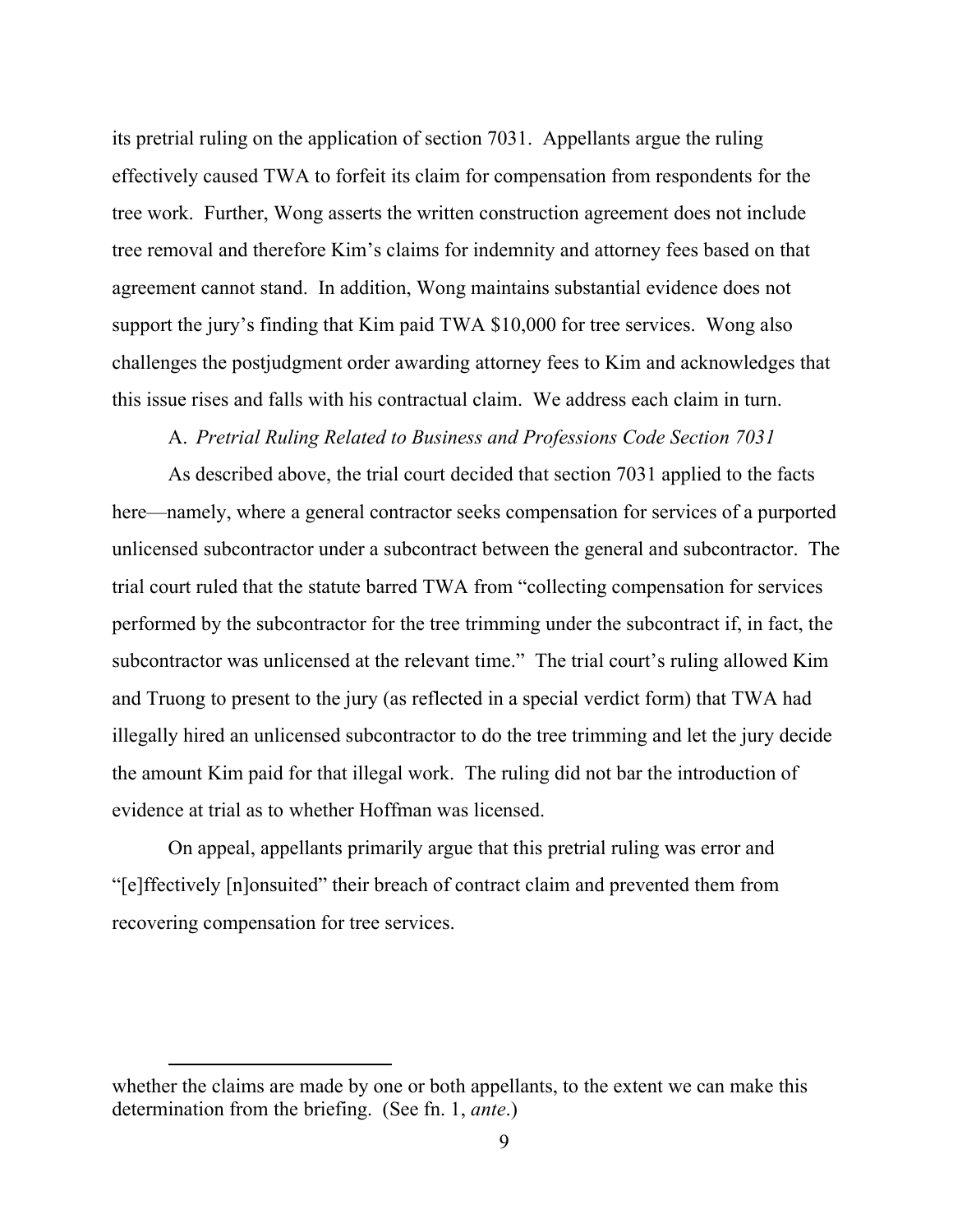its pretrial ruling on the application of section 7031. Appellants argue the ruling effectively caused TWA to forfeit its claim for compensation from respondents for the tree work. Further, Wong asserts the written construction agreement does not include tree removal and therefore Kim's claims for indemnity and attorney fees based on that agreement cannot stand. In addition, Wong maintains substantial evidence does not support the jury's finding that Kim paid TWA $10,000 for tree services. Wong also challenges the postjudgment order awarding attorney fees to Kim and acknowledges that this issue rises and falls with his contractual claim. We address each claim in turn.

A. *Pretrial Ruling Related to Business and Professions Code Section 7031*

As described above, the trial court decided that section 7031 applied to the facts here—namely, where a general contractor seeks compensation for services of a purported unlicensed subcontractor under a subcontract between the general and subcontractor. The trial court ruled that the statute barred TWA from "collecting compensation for services performed by the subcontractor for the tree trimming under the subcontract if, in fact, the subcontractor was unlicensed at the relevant time." The trial court's ruling allowed Kim and Truong to present to the jury (as reflected in a special verdict form) that TWA had illegally hired an unlicensed subcontractor to do the tree trimming and let the jury decide the amount Kim paid for that illegal work. The ruling did not bar the introduction of evidence at trial as to whether Hoffman was licensed.

On appeal, appellants primarily argue that this pretrial ruling was error and "[e]ffectively [n]onsuited" their breach of contract claim and prevented them from recovering compensation for tree services.

---

whether the claims are made by one or both appellants, to the extent we can make this determination from the briefing. (See fn. 1, *ante*.)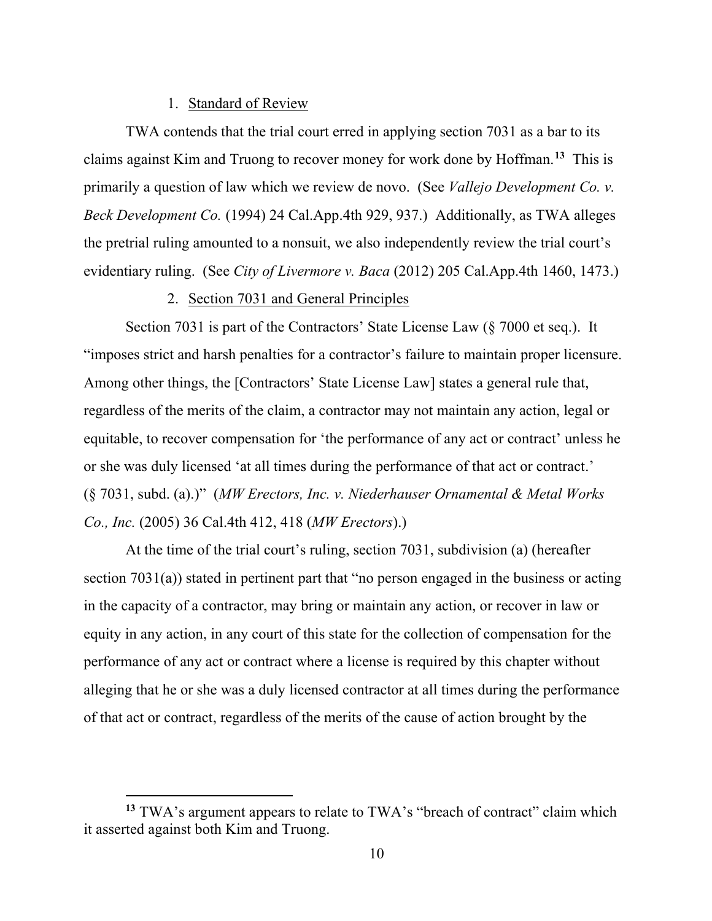1. Standard of Review

TWA contends that the trial court erred in applying section 7031 as a bar to its claims against Kim and Truong to recover money for work done by Hoffman.[13] This is primarily a question of law which we review de novo. (See *Vallejo Development Co. v. Beck Development Co.* (1994) 24 Cal.App.4th 929, 937.) Additionally, as TWA alleges the pretrial ruling amounted to a nonsuit, we also independently review the trial court's evidentiary ruling. (See *City of Livermore v. Baca* (2012) 205 Cal.App.4th 1460, 1473.)

2. Section 7031 and General Principles

Section 7031 is part of the Contractors' State License Law (§ 7000 et seq.). It "imposes strict and harsh penalties for a contractor's failure to maintain proper licensure. Among other things, the [Contractors' State License Law] states a general rule that, regardless of the merits of the claim, a contractor may not maintain any action, legal or equitable, to recover compensation for 'the performance of any act or contract' unless he or she was duly licensed 'at all times during the performance of that act or contract.' (§ 7031, subd. (a).)" (*MW Erectors, Inc. v. Niederhauser Ornamental & Metal Works Co., Inc.* (2005) 36 Cal.4th 412, 418 (*MW Erectors*).)

At the time of the trial court's ruling, section 7031, subdivision (a) (hereafter section 7031(a)) stated in pertinent part that "no person engaged in the business or acting in the capacity of a contractor, may bring or maintain any action, or recover in law or equity in any action, in any court of this state for the collection of compensation for the performance of any act or contract where a license is required by this chapter without alleging that he or she was a duly licensed contractor at all times during the performance of that act or contract, regardless of the merits of the cause of action brought by the

---

[13] TWA's argument appears to relate to TWA's "breach of contract" claim which it asserted against both Kim and Truong.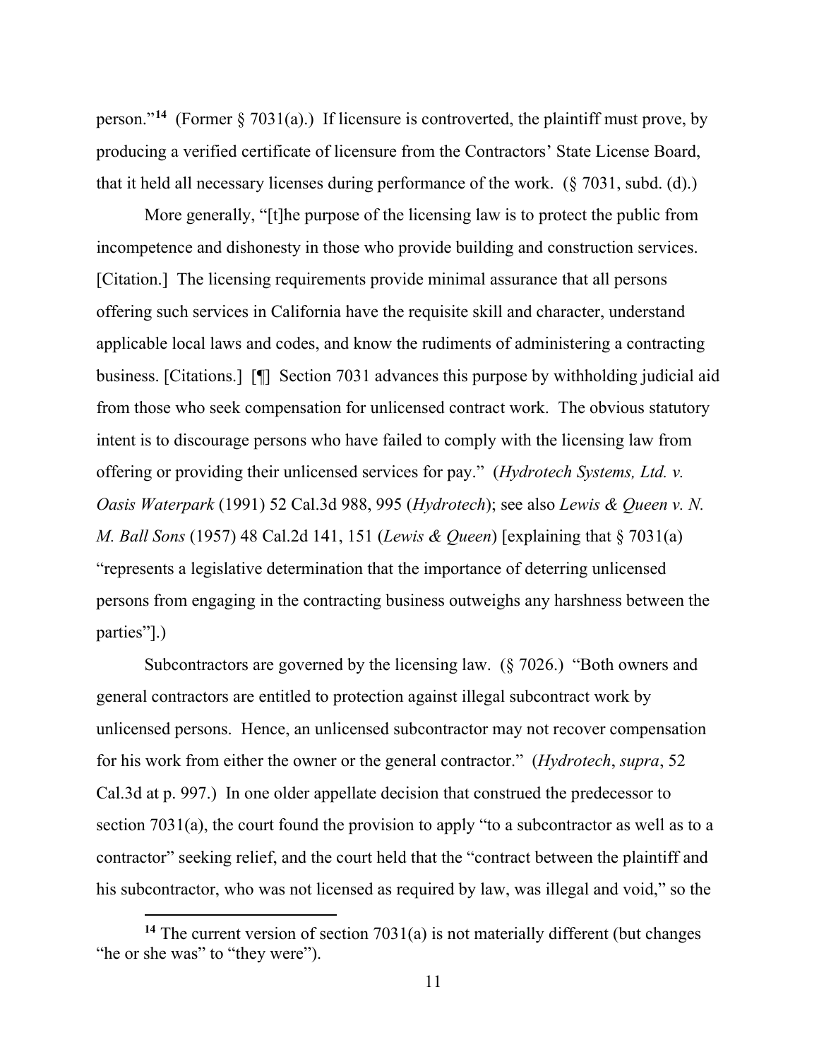person."[14] (Former § 7031(a).) If licensure is controverted, the plaintiff must prove, by producing a verified certificate of licensure from the Contractors' State License Board, that it held all necessary licenses during performance of the work. (§ 7031, subd. (d).)

More generally, "[t]he purpose of the licensing law is to protect the public from incompetence and dishonesty in those who provide building and construction services. [Citation.] The licensing requirements provide minimal assurance that all persons offering such services in California have the requisite skill and character, understand applicable local laws and codes, and know the rudiments of administering a contracting business. [Citations.] [¶] Section 7031 advances this purpose by withholding judicial aid from those who seek compensation for unlicensed contract work. The obvious statutory intent is to discourage persons who have failed to comply with the licensing law from offering or providing their unlicensed services for pay." (*Hydrotech Systems, Ltd. v. Oasis Waterpark* (1991) 52 Cal.3d 988, 995 (*Hydrotech*); see also *Lewis & Queen v. N. M. Ball Sons* (1957) 48 Cal.2d 141, 151 (*Lewis & Queen*) [explaining that § 7031(a) "represents a legislative determination that the importance of deterring unlicensed persons from engaging in the contracting business outweighs any harshness between the parties"].)

Subcontractors are governed by the licensing law. (§ 7026.) "Both owners and general contractors are entitled to protection against illegal subcontract work by unlicensed persons. Hence, an unlicensed subcontractor may not recover compensation for his work from either the owner or the general contractor." (*Hydrotech*, *supra*, 52 Cal.3d at p. 997.) In one older appellate decision that construed the predecessor to section 7031(a), the court found the provision to apply "to a subcontractor as well as to a contractor" seeking relief, and the court held that the "contract between the plaintiff and his subcontractor, who was not licensed as required by law, was illegal and void," so the

[14] The current version of section 7031(a) is not materially different (but changes "he or she was" to "they were").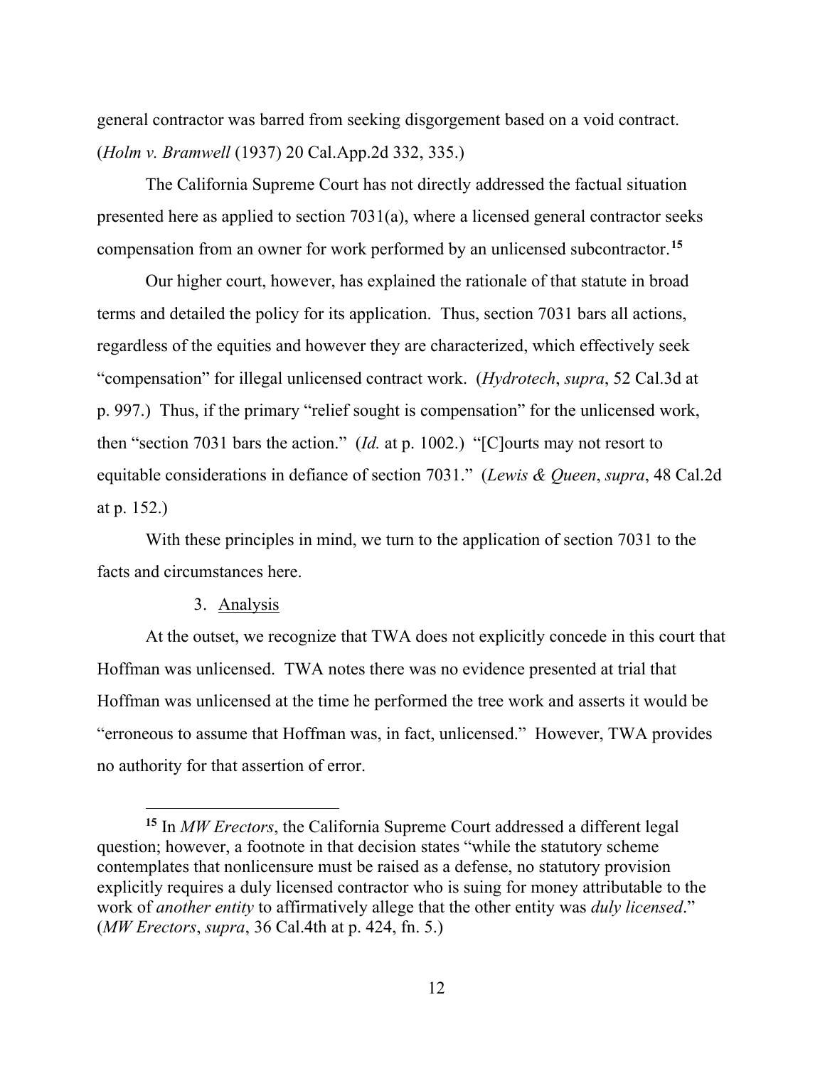general contractor was barred from seeking disgorgement based on a void contract. (*Holm v. Bramwell* (1937) 20 Cal.App.2d 332, 335.)

The California Supreme Court has not directly addressed the factual situation presented here as applied to section 7031(a), where a licensed general contractor seeks compensation from an owner for work performed by an unlicensed subcontractor.[15]

Our higher court, however, has explained the rationale of that statute in broad terms and detailed the policy for its application. Thus, section 7031 bars all actions, regardless of the equities and however they are characterized, which effectively seek "compensation" for illegal unlicensed contract work. (*Hydrotech*, *supra*, 52 Cal.3d at p. 997.) Thus, if the primary "relief sought is compensation" for the unlicensed work, then "section 7031 bars the action." (*Id.* at p. 1002.) "[C]ourts may not resort to equitable considerations in defiance of section 7031." (*Lewis & Queen*, *supra*, 48 Cal.2d at p. 152.)

With these principles in mind, we turn to the application of section 7031 to the facts and circumstances here.

3. Analysis

At the outset, we recognize that TWA does not explicitly concede in this court that Hoffman was unlicensed. TWA notes there was no evidence presented at trial that Hoffman was unlicensed at the time he performed the tree work and asserts it would be "erroneous to assume that Hoffman was, in fact, unlicensed." However, TWA provides no authority for that assertion of error.

---

[15] In *MW Erectors*, the California Supreme Court addressed a different legal question; however, a footnote in that decision states "while the statutory scheme contemplates that nonlicensure must be raised as a defense, no statutory provision explicitly requires a duly licensed contractor who is suing for money attributable to the work of *another entity* to affirmatively allege that the other entity was *duly licensed*." (*MW Erectors*, *supra*, 36 Cal.4th at p. 424, fn. 5.)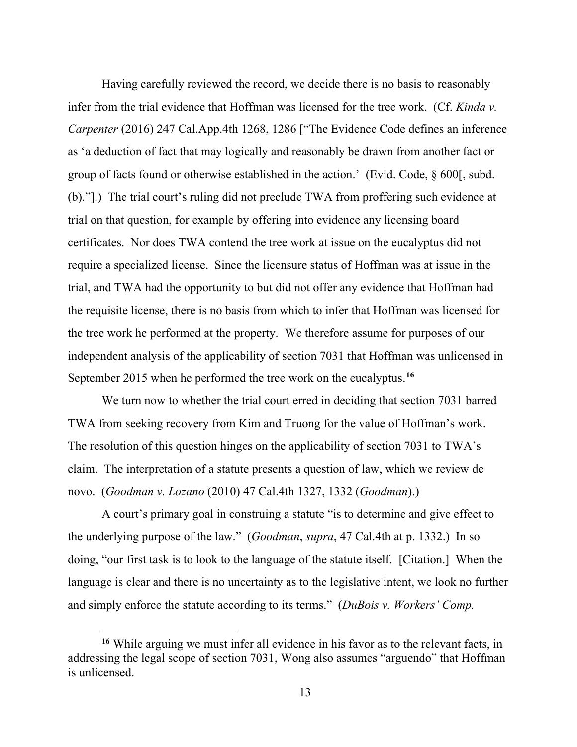Having carefully reviewed the record, we decide there is no basis to reasonably infer from the trial evidence that Hoffman was licensed for the tree work. (Cf. *Kinda v. Carpenter* (2016) 247 Cal.App.4th 1268, 1286 ["The Evidence Code defines an inference as 'a deduction of fact that may logically and reasonably be drawn from another fact or group of facts found or otherwise established in the action.' (Evid. Code, § 600[, subd. (b)."].) The trial court's ruling did not preclude TWA from proffering such evidence at trial on that question, for example by offering into evidence any licensing board certificates. Nor does TWA contend the tree work at issue on the eucalyptus did not require a specialized license. Since the licensure status of Hoffman was at issue in the trial, and TWA had the opportunity to but did not offer any evidence that Hoffman had the requisite license, there is no basis from which to infer that Hoffman was licensed for the tree work he performed at the property. We therefore assume for purposes of our independent analysis of the applicability of section 7031 that Hoffman was unlicensed in September 2015 when he performed the tree work on the eucalyptus.[16]

We turn now to whether the trial court erred in deciding that section 7031 barred TWA from seeking recovery from Kim and Truong for the value of Hoffman's work. The resolution of this question hinges on the applicability of section 7031 to TWA's claim. The interpretation of a statute presents a question of law, which we review de novo. (*Goodman v. Lozano* (2010) 47 Cal.4th 1327, 1332 (*Goodman*).)

A court's primary goal in construing a statute "is to determine and give effect to the underlying purpose of the law." (*Goodman*, *supra*, 47 Cal.4th at p. 1332.) In so doing, "our first task is to look to the language of the statute itself. [Citation.] When the language is clear and there is no uncertainty as to the legislative intent, we look no further and simply enforce the statute according to its terms." (*DuBois v. Workers' Comp.*

---

[16] While arguing we must infer all evidence in his favor as to the relevant facts, in addressing the legal scope of section 7031, Wong also assumes "arguendo" that Hoffman is unlicensed.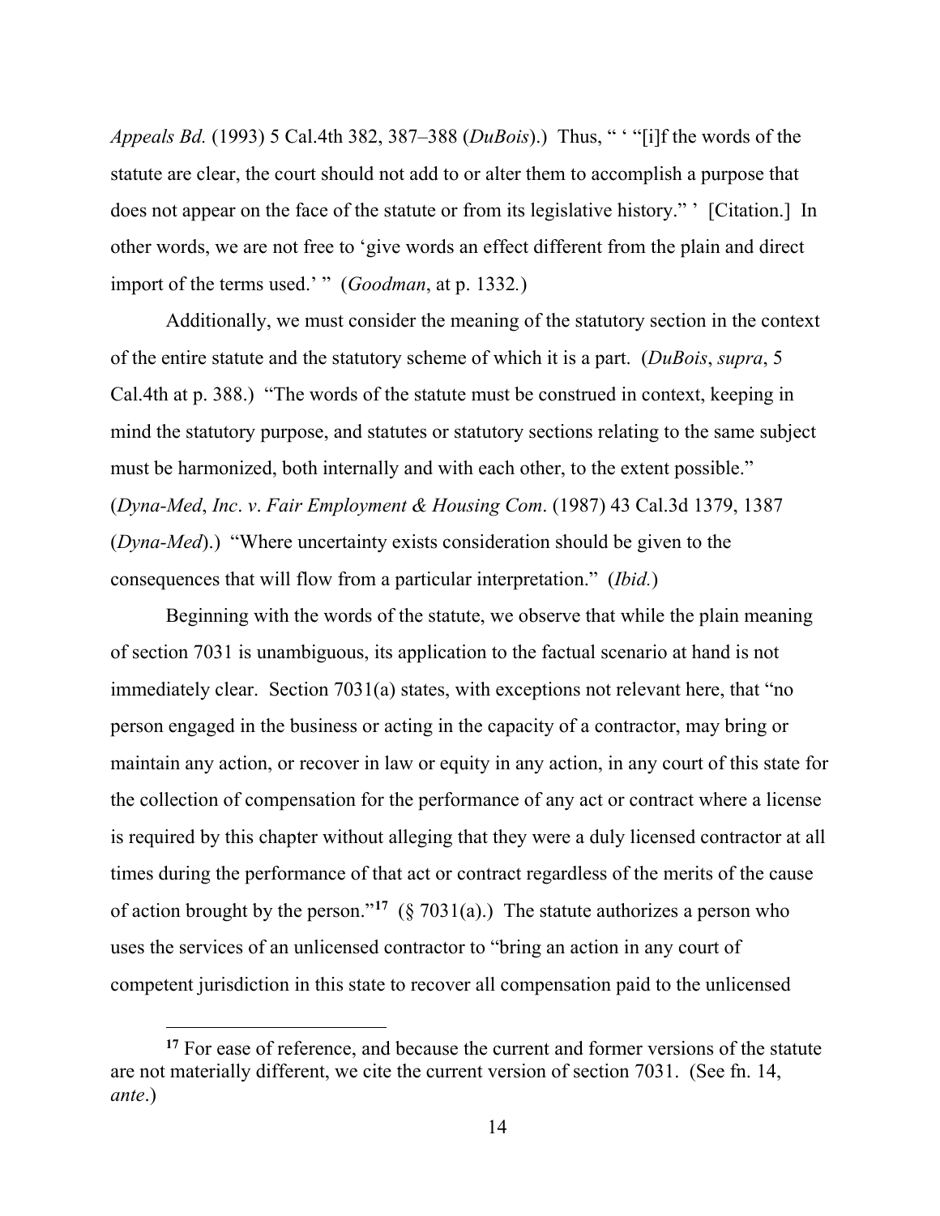*Appeals Bd.* (1993) 5 Cal.4th 382, 387–388 (*DuBois*).) Thus, " ' "[i]f the words of the statute are clear, the court should not add to or alter them to accomplish a purpose that does not appear on the face of the statute or from its legislative history." ' [Citation.] In other words, we are not free to 'give words an effect different from the plain and direct import of the terms used.' " (*Goodman*, at p. 1332*.*)

Additionally, we must consider the meaning of the statutory section in the context of the entire statute and the statutory scheme of which it is a part. (*DuBois*, *supra*, 5 Cal.4th at p. 388.) "The words of the statute must be construed in context, keeping in mind the statutory purpose, and statutes or statutory sections relating to the same subject must be harmonized, both internally and with each other, to the extent possible." (*Dyna-Med*, *Inc*. *v*. *Fair Employment & Housing Com*. (1987) 43 Cal.3d 1379, 1387 (*Dyna-Med*).) "Where uncertainty exists consideration should be given to the consequences that will flow from a particular interpretation." (*Ibid.*)

Beginning with the words of the statute, we observe that while the plain meaning of section 7031 is unambiguous, its application to the factual scenario at hand is not immediately clear. Section 7031(a) states, with exceptions not relevant here, that "no person engaged in the business or acting in the capacity of a contractor, may bring or maintain any action, or recover in law or equity in any action, in any court of this state for the collection of compensation for the performance of any act or contract where a license is required by this chapter without alleging that they were a duly licensed contractor at all times during the performance of that act or contract regardless of the merits of the cause of action brought by the person."[17] (§ 7031(a).) The statute authorizes a person who uses the services of an unlicensed contractor to "bring an action in any court of competent jurisdiction in this state to recover all compensation paid to the unlicensed

---

[17] For ease of reference, and because the current and former versions of the statute are not materially different, we cite the current version of section 7031. (See fn. 14, *ante*.)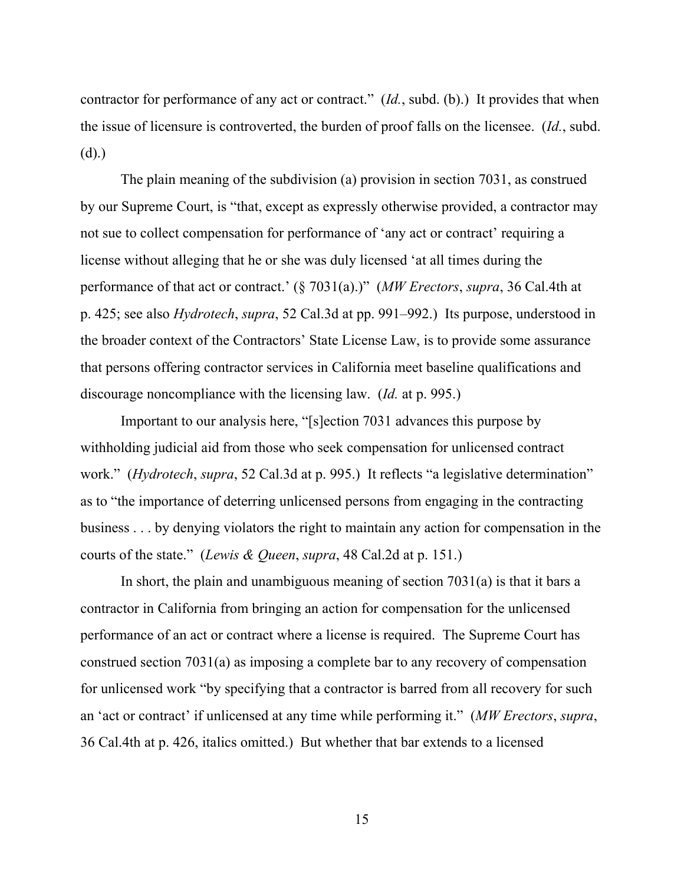contractor for performance of any act or contract." (*Id.*, subd. (b).) It provides that when the issue of licensure is controverted, the burden of proof falls on the licensee. (*Id.*, subd. (d).)

The plain meaning of the subdivision (a) provision in section 7031, as construed by our Supreme Court, is "that, except as expressly otherwise provided, a contractor may not sue to collect compensation for performance of 'any act or contract' requiring a license without alleging that he or she was duly licensed 'at all times during the performance of that act or contract.' (§ 7031(a).)" (*MW Erectors*, *supra*, 36 Cal.4th at p. 425; see also *Hydrotech*, *supra*, 52 Cal.3d at pp. 991–992.) Its purpose, understood in the broader context of the Contractors' State License Law, is to provide some assurance that persons offering contractor services in California meet baseline qualifications and discourage noncompliance with the licensing law. (*Id.* at p. 995.)

Important to our analysis here, "[s]ection 7031 advances this purpose by withholding judicial aid from those who seek compensation for unlicensed contract work." (*Hydrotech*, *supra*, 52 Cal.3d at p. 995.) It reflects "a legislative determination" as to "the importance of deterring unlicensed persons from engaging in the contracting business . . . by denying violators the right to maintain any action for compensation in the courts of the state." (*Lewis & Queen*, *supra*, 48 Cal.2d at p. 151.)

In short, the plain and unambiguous meaning of section 7031(a) is that it bars a contractor in California from bringing an action for compensation for the unlicensed performance of an act or contract where a license is required. The Supreme Court has construed section 7031(a) as imposing a complete bar to any recovery of compensation for unlicensed work "by specifying that a contractor is barred from all recovery for such an 'act or contract' if unlicensed at any time while performing it." (*MW Erectors*, *supra*, 36 Cal.4th at p. 426, italics omitted.) But whether that bar extends to a licensed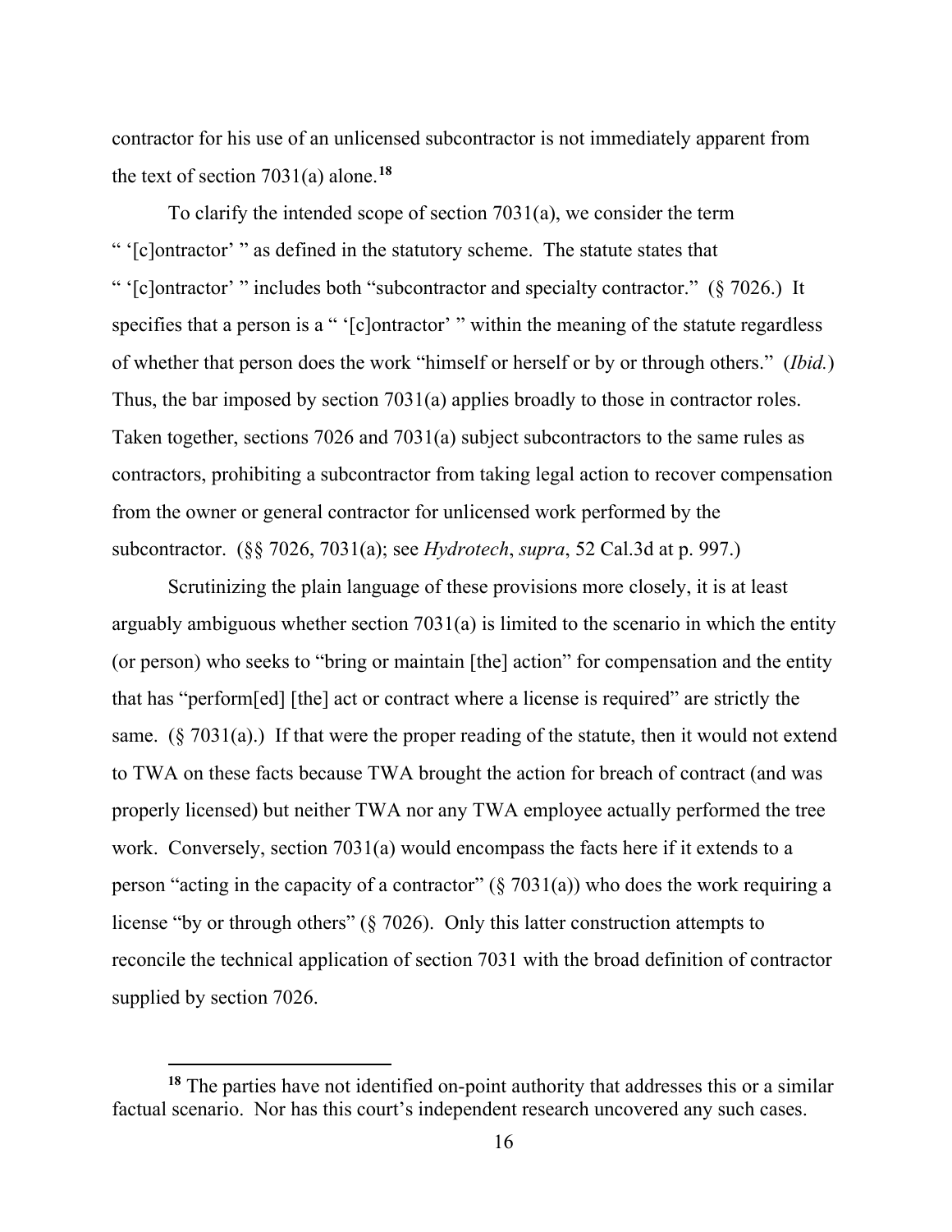contractor for his use of an unlicensed subcontractor is not immediately apparent from the text of section 7031(a) alone.[18]

To clarify the intended scope of section 7031(a), we consider the term " '[c]ontractor' " as defined in the statutory scheme. The statute states that " '[c]ontractor' " includes both "subcontractor and specialty contractor." (§ 7026.) It specifies that a person is a " '[c]ontractor' " within the meaning of the statute regardless of whether that person does the work "himself or herself or by or through others." (*Ibid.*) Thus, the bar imposed by section 7031(a) applies broadly to those in contractor roles. Taken together, sections 7026 and 7031(a) subject subcontractors to the same rules as contractors, prohibiting a subcontractor from taking legal action to recover compensation from the owner or general contractor for unlicensed work performed by the subcontractor. (§§ 7026, 7031(a); see *Hydrotech*, *supra*, 52 Cal.3d at p. 997.)

Scrutinizing the plain language of these provisions more closely, it is at least arguably ambiguous whether section 7031(a) is limited to the scenario in which the entity (or person) who seeks to "bring or maintain [the] action" for compensation and the entity that has "perform[ed] [the] act or contract where a license is required" are strictly the same. (§ 7031(a).) If that were the proper reading of the statute, then it would not extend to TWA on these facts because TWA brought the action for breach of contract (and was properly licensed) but neither TWA nor any TWA employee actually performed the tree work. Conversely, section 7031(a) would encompass the facts here if it extends to a person "acting in the capacity of a contractor" (§ 7031(a)) who does the work requiring a license "by or through others" (§ 7026). Only this latter construction attempts to reconcile the technical application of section 7031 with the broad definition of contractor supplied by section 7026.

[18] The parties have not identified on-point authority that addresses this or a similar factual scenario. Nor has this court's independent research uncovered any such cases.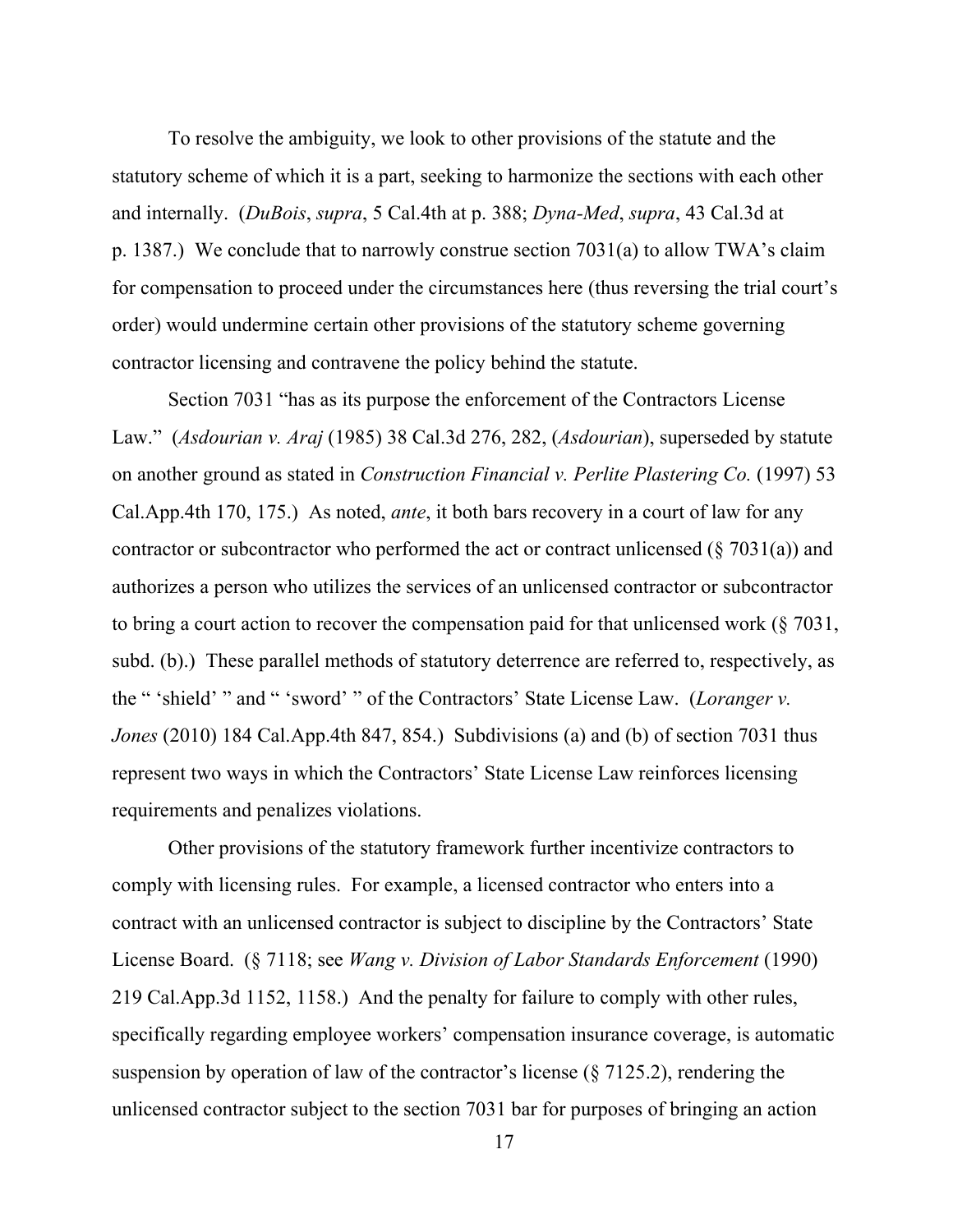To resolve the ambiguity, we look to other provisions of the statute and the statutory scheme of which it is a part, seeking to harmonize the sections with each other and internally. (*DuBois*, *supra*, 5 Cal.4th at p. 388; *Dyna-Med*, *supra*, 43 Cal.3d at p. 1387.) We conclude that to narrowly construe section 7031(a) to allow TWA's claim for compensation to proceed under the circumstances here (thus reversing the trial court's order) would undermine certain other provisions of the statutory scheme governing contractor licensing and contravene the policy behind the statute.

Section 7031 "has as its purpose the enforcement of the Contractors License Law." (*Asdourian v. Araj* (1985) 38 Cal.3d 276, 282, (*Asdourian*), superseded by statute on another ground as stated in *Construction Financial v. Perlite Plastering Co.* (1997) 53 Cal.App.4th 170, 175.) As noted, *ante*, it both bars recovery in a court of law for any contractor or subcontractor who performed the act or contract unlicensed (§ 7031(a)) and authorizes a person who utilizes the services of an unlicensed contractor or subcontractor to bring a court action to recover the compensation paid for that unlicensed work (§ 7031, subd. (b).) These parallel methods of statutory deterrence are referred to, respectively, as the " 'shield' " and " 'sword' " of the Contractors' State License Law. (*Loranger v. Jones* (2010) 184 Cal.App.4th 847, 854.) Subdivisions (a) and (b) of section 7031 thus represent two ways in which the Contractors' State License Law reinforces licensing requirements and penalizes violations.

Other provisions of the statutory framework further incentivize contractors to comply with licensing rules. For example, a licensed contractor who enters into a contract with an unlicensed contractor is subject to discipline by the Contractors' State License Board. (§ 7118; see *Wang v. Division of Labor Standards Enforcement* (1990) 219 Cal.App.3d 1152, 1158.) And the penalty for failure to comply with other rules, specifically regarding employee workers' compensation insurance coverage, is automatic suspension by operation of law of the contractor's license (§ 7125.2), rendering the unlicensed contractor subject to the section 7031 bar for purposes of bringing an action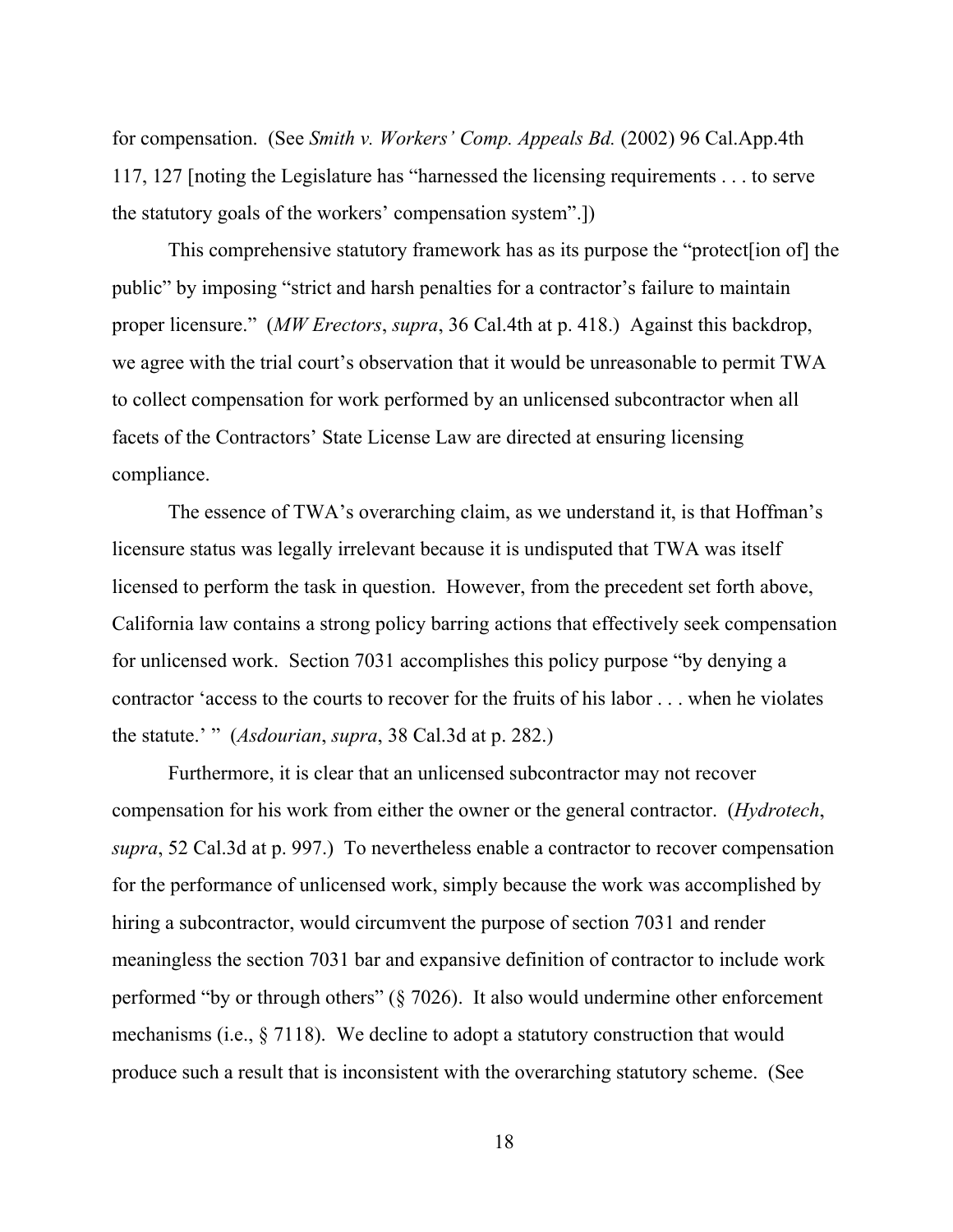for compensation. (See *Smith v. Workers' Comp. Appeals Bd.* (2002) 96 Cal.App.4th 117, 127 [noting the Legislature has "harnessed the licensing requirements . . . to serve the statutory goals of the workers' compensation system".])

This comprehensive statutory framework has as its purpose the "protect[ion of] the public" by imposing "strict and harsh penalties for a contractor's failure to maintain proper licensure." (*MW Erectors*, *supra*, 36 Cal.4th at p. 418.) Against this backdrop, we agree with the trial court's observation that it would be unreasonable to permit TWA to collect compensation for work performed by an unlicensed subcontractor when all facets of the Contractors' State License Law are directed at ensuring licensing compliance.

The essence of TWA's overarching claim, as we understand it, is that Hoffman's licensure status was legally irrelevant because it is undisputed that TWA was itself licensed to perform the task in question. However, from the precedent set forth above, California law contains a strong policy barring actions that effectively seek compensation for unlicensed work. Section 7031 accomplishes this policy purpose "by denying a contractor 'access to the courts to recover for the fruits of his labor . . . when he violates the statute.' " (*Asdourian*, *supra*, 38 Cal.3d at p. 282.)

Furthermore, it is clear that an unlicensed subcontractor may not recover compensation for his work from either the owner or the general contractor. (*Hydrotech*, *supra*, 52 Cal.3d at p. 997.) To nevertheless enable a contractor to recover compensation for the performance of unlicensed work, simply because the work was accomplished by hiring a subcontractor, would circumvent the purpose of section 7031 and render meaningless the section 7031 bar and expansive definition of contractor to include work performed "by or through others" (§ 7026). It also would undermine other enforcement mechanisms (i.e., § 7118). We decline to adopt a statutory construction that would produce such a result that is inconsistent with the overarching statutory scheme. (See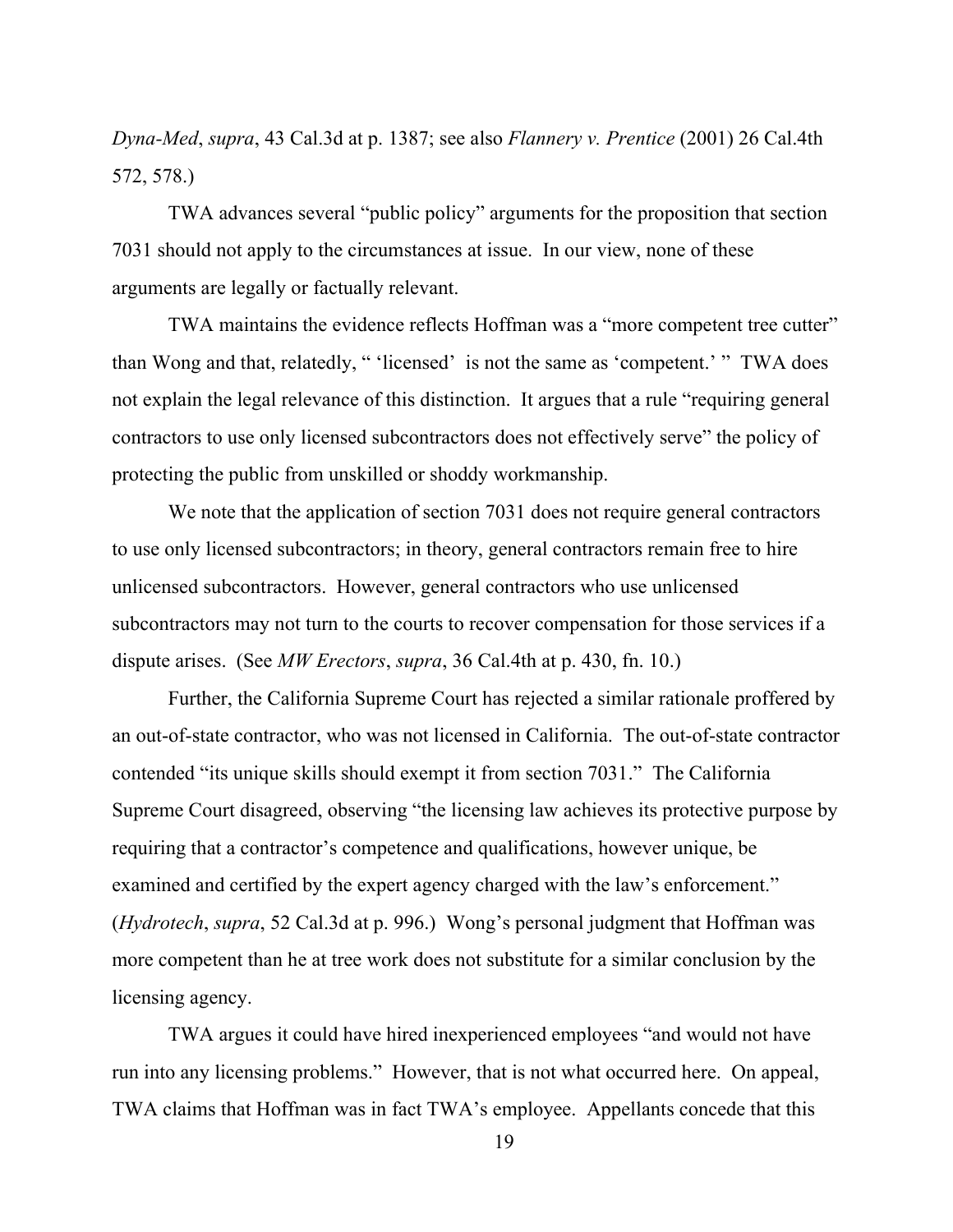*Dyna-Med*, *supra*, 43 Cal.3d at p. 1387; see also *Flannery v. Prentice* (2001) 26 Cal.4th 572, 578.)

TWA advances several "public policy" arguments for the proposition that section 7031 should not apply to the circumstances at issue. In our view, none of these arguments are legally or factually relevant.

TWA maintains the evidence reflects Hoffman was a "more competent tree cutter" than Wong and that, relatedly, " 'licensed' is not the same as 'competent.' " TWA does not explain the legal relevance of this distinction. It argues that a rule "requiring general contractors to use only licensed subcontractors does not effectively serve" the policy of protecting the public from unskilled or shoddy workmanship.

We note that the application of section 7031 does not require general contractors to use only licensed subcontractors; in theory, general contractors remain free to hire unlicensed subcontractors. However, general contractors who use unlicensed subcontractors may not turn to the courts to recover compensation for those services if a dispute arises. (See *MW Erectors*, *supra*, 36 Cal.4th at p. 430, fn. 10.)

Further, the California Supreme Court has rejected a similar rationale proffered by an out-of-state contractor, who was not licensed in California. The out-of-state contractor contended "its unique skills should exempt it from section 7031." The California Supreme Court disagreed, observing "the licensing law achieves its protective purpose by requiring that a contractor's competence and qualifications, however unique, be examined and certified by the expert agency charged with the law's enforcement." (*Hydrotech*, *supra*, 52 Cal.3d at p. 996.) Wong's personal judgment that Hoffman was more competent than he at tree work does not substitute for a similar conclusion by the licensing agency.

TWA argues it could have hired inexperienced employees "and would not have run into any licensing problems." However, that is not what occurred here. On appeal, TWA claims that Hoffman was in fact TWA's employee. Appellants concede that this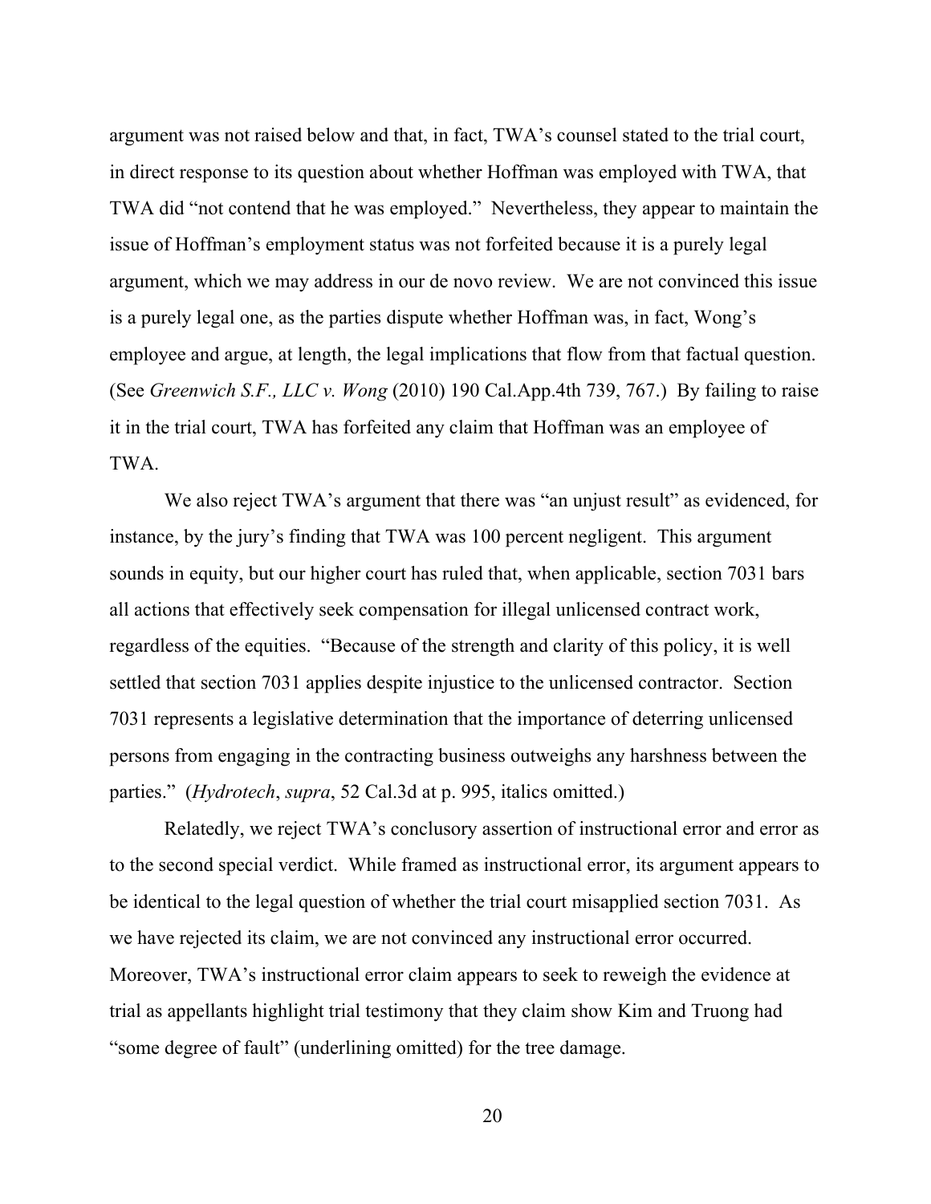argument was not raised below and that, in fact, TWA's counsel stated to the trial court, in direct response to its question about whether Hoffman was employed with TWA, that TWA did "not contend that he was employed." Nevertheless, they appear to maintain the issue of Hoffman's employment status was not forfeited because it is a purely legal argument, which we may address in our de novo review. We are not convinced this issue is a purely legal one, as the parties dispute whether Hoffman was, in fact, Wong's employee and argue, at length, the legal implications that flow from that factual question. (See *Greenwich S.F., LLC v. Wong* (2010) 190 Cal.App.4th 739, 767.) By failing to raise it in the trial court, TWA has forfeited any claim that Hoffman was an employee of TWA.

We also reject TWA's argument that there was "an unjust result" as evidenced, for instance, by the jury's finding that TWA was 100 percent negligent. This argument sounds in equity, but our higher court has ruled that, when applicable, section 7031 bars all actions that effectively seek compensation for illegal unlicensed contract work, regardless of the equities. "Because of the strength and clarity of this policy, it is well settled that section 7031 applies despite injustice to the unlicensed contractor. Section 7031 represents a legislative determination that the importance of deterring unlicensed persons from engaging in the contracting business outweighs any harshness between the parties." (*Hydrotech*, *supra*, 52 Cal.3d at p. 995, italics omitted.)

Relatedly, we reject TWA's conclusory assertion of instructional error and error as to the second special verdict. While framed as instructional error, its argument appears to be identical to the legal question of whether the trial court misapplied section 7031. As we have rejected its claim, we are not convinced any instructional error occurred. Moreover, TWA's instructional error claim appears to seek to reweigh the evidence at trial as appellants highlight trial testimony that they claim show Kim and Truong had "some degree of fault" (underlining omitted) for the tree damage.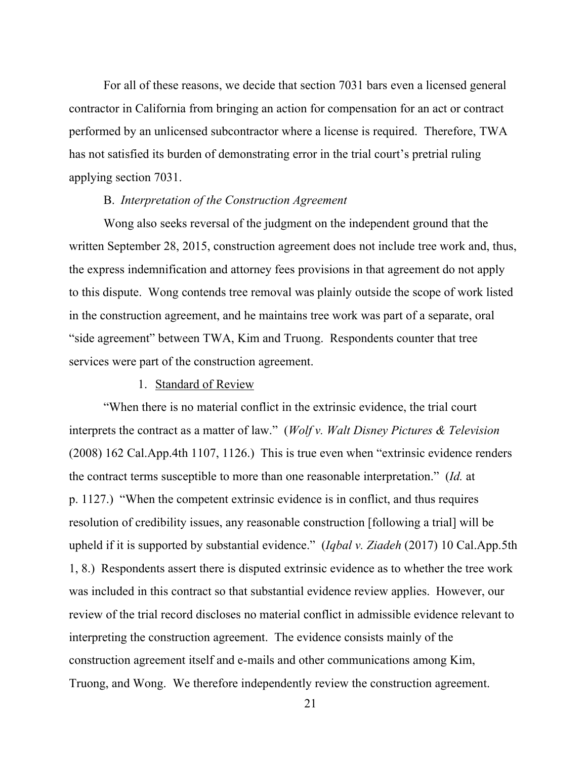For all of these reasons, we decide that section 7031 bars even a licensed general contractor in California from bringing an action for compensation for an act or contract performed by an unlicensed subcontractor where a license is required. Therefore, TWA has not satisfied its burden of demonstrating error in the trial court's pretrial ruling applying section 7031.

B. *Interpretation of the Construction Agreement*

Wong also seeks reversal of the judgment on the independent ground that the written September 28, 2015, construction agreement does not include tree work and, thus, the express indemnification and attorney fees provisions in that agreement do not apply to this dispute. Wong contends tree removal was plainly outside the scope of work listed in the construction agreement, and he maintains tree work was part of a separate, oral "side agreement" between TWA, Kim and Truong. Respondents counter that tree services were part of the construction agreement.

1. Standard of Review

"When there is no material conflict in the extrinsic evidence, the trial court interprets the contract as a matter of law." (*Wolf v. Walt Disney Pictures & Television* (2008) 162 Cal.App.4th 1107, 1126.) This is true even when "extrinsic evidence renders the contract terms susceptible to more than one reasonable interpretation." (*Id.* at p. 1127.) "When the competent extrinsic evidence is in conflict, and thus requires resolution of credibility issues, any reasonable construction [following a trial] will be upheld if it is supported by substantial evidence." (*Iqbal v. Ziadeh* (2017) 10 Cal.App.5th 1, 8.) Respondents assert there is disputed extrinsic evidence as to whether the tree work was included in this contract so that substantial evidence review applies. However, our review of the trial record discloses no material conflict in admissible evidence relevant to interpreting the construction agreement. The evidence consists mainly of the construction agreement itself and e-mails and other communications among Kim, Truong, and Wong. We therefore independently review the construction agreement.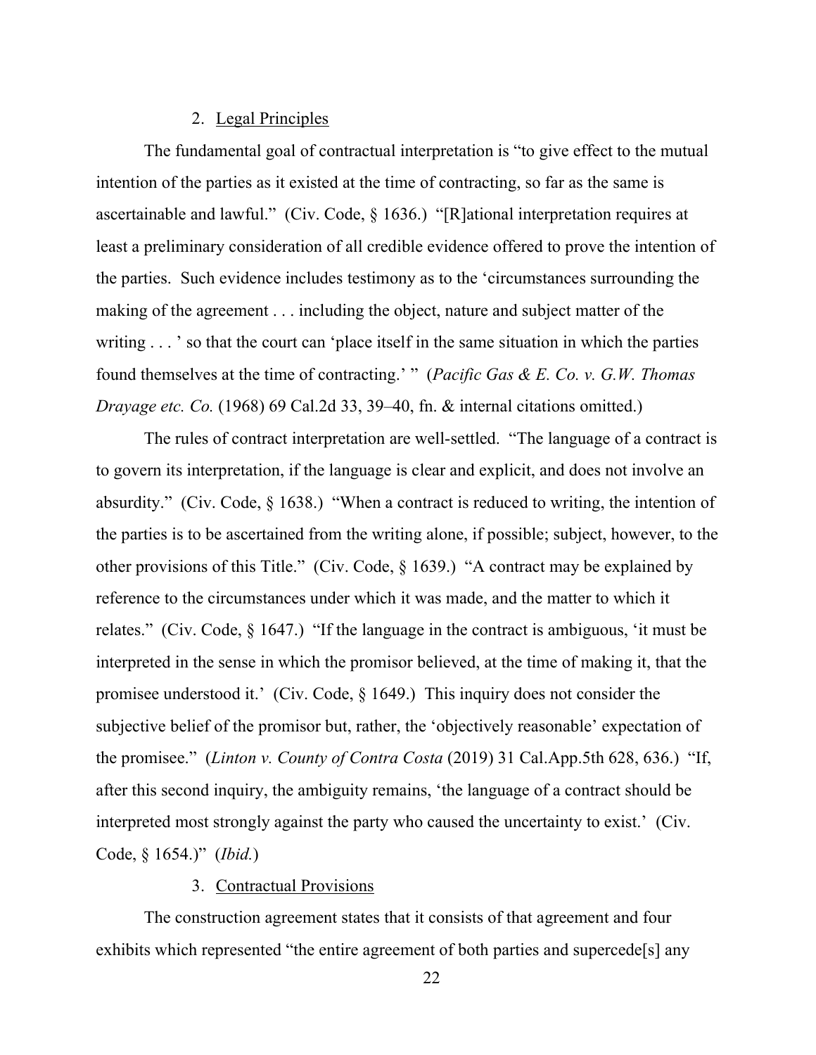2. <u>Legal Principles</u>

The fundamental goal of contractual interpretation is "to give effect to the mutual intention of the parties as it existed at the time of contracting, so far as the same is ascertainable and lawful." (Civ. Code, § 1636.) "[R]ational interpretation requires at least a preliminary consideration of all credible evidence offered to prove the intention of the parties. Such evidence includes testimony as to the 'circumstances surrounding the making of the agreement . . . including the object, nature and subject matter of the writing . . . ' so that the court can 'place itself in the same situation in which the parties found themselves at the time of contracting.' " (*Pacific Gas & E. Co. v. G.W. Thomas Drayage etc. Co.* (1968) 69 Cal.2d 33, 39–40, fn. & internal citations omitted.)

The rules of contract interpretation are well-settled. "The language of a contract is to govern its interpretation, if the language is clear and explicit, and does not involve an absurdity." (Civ. Code, § 1638.) "When a contract is reduced to writing, the intention of the parties is to be ascertained from the writing alone, if possible; subject, however, to the other provisions of this Title." (Civ. Code, § 1639.) "A contract may be explained by reference to the circumstances under which it was made, and the matter to which it relates." (Civ. Code, § 1647.) "If the language in the contract is ambiguous, 'it must be interpreted in the sense in which the promisor believed, at the time of making it, that the promisee understood it.' (Civ. Code, § 1649.) This inquiry does not consider the subjective belief of the promisor but, rather, the 'objectively reasonable' expectation of the promisee." (*Linton v. County of Contra Costa* (2019) 31 Cal.App.5th 628, 636.) "If, after this second inquiry, the ambiguity remains, 'the language of a contract should be interpreted most strongly against the party who caused the uncertainty to exist.' (Civ. Code, § 1654.)" (*Ibid.*)

3. <u>Contractual Provisions</u>

The construction agreement states that it consists of that agreement and four exhibits which represented "the entire agreement of both parties and supercede[s] any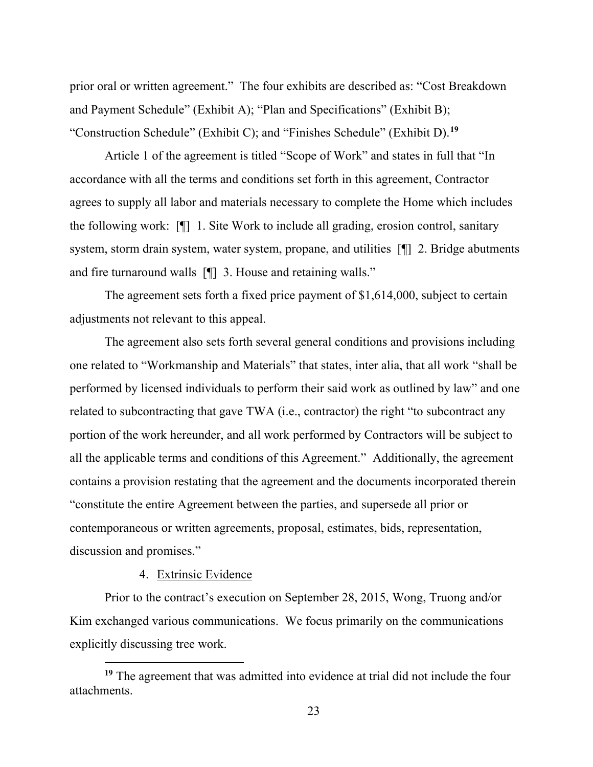prior oral or written agreement." The four exhibits are described as: "Cost Breakdown and Payment Schedule" (Exhibit A); "Plan and Specifications" (Exhibit B); "Construction Schedule" (Exhibit C); and "Finishes Schedule" (Exhibit D).[19]

Article 1 of the agreement is titled "Scope of Work" and states in full that "In accordance with all the terms and conditions set forth in this agreement, Contractor agrees to supply all labor and materials necessary to complete the Home which includes the following work: [¶] 1. Site Work to include all grading, erosion control, sanitary system, storm drain system, water system, propane, and utilities [¶] 2. Bridge abutments and fire turnaround walls [¶] 3. House and retaining walls."

The agreement sets forth a fixed price payment of $1,614,000, subject to certain adjustments not relevant to this appeal.

The agreement also sets forth several general conditions and provisions including one related to "Workmanship and Materials" that states, inter alia, that all work "shall be performed by licensed individuals to perform their said work as outlined by law" and one related to subcontracting that gave TWA (i.e., contractor) the right "to subcontract any portion of the work hereunder, and all work performed by Contractors will be subject to all the applicable terms and conditions of this Agreement." Additionally, the agreement contains a provision restating that the agreement and the documents incorporated therein "constitute the entire Agreement between the parties, and supersede all prior or contemporaneous or written agreements, proposal, estimates, bids, representation, discussion and promises."

4. Extrinsic Evidence

Prior to the contract's execution on September 28, 2015, Wong, Truong and/or Kim exchanged various communications. We focus primarily on the communications explicitly discussing tree work.

[19] The agreement that was admitted into evidence at trial did not include the four attachments.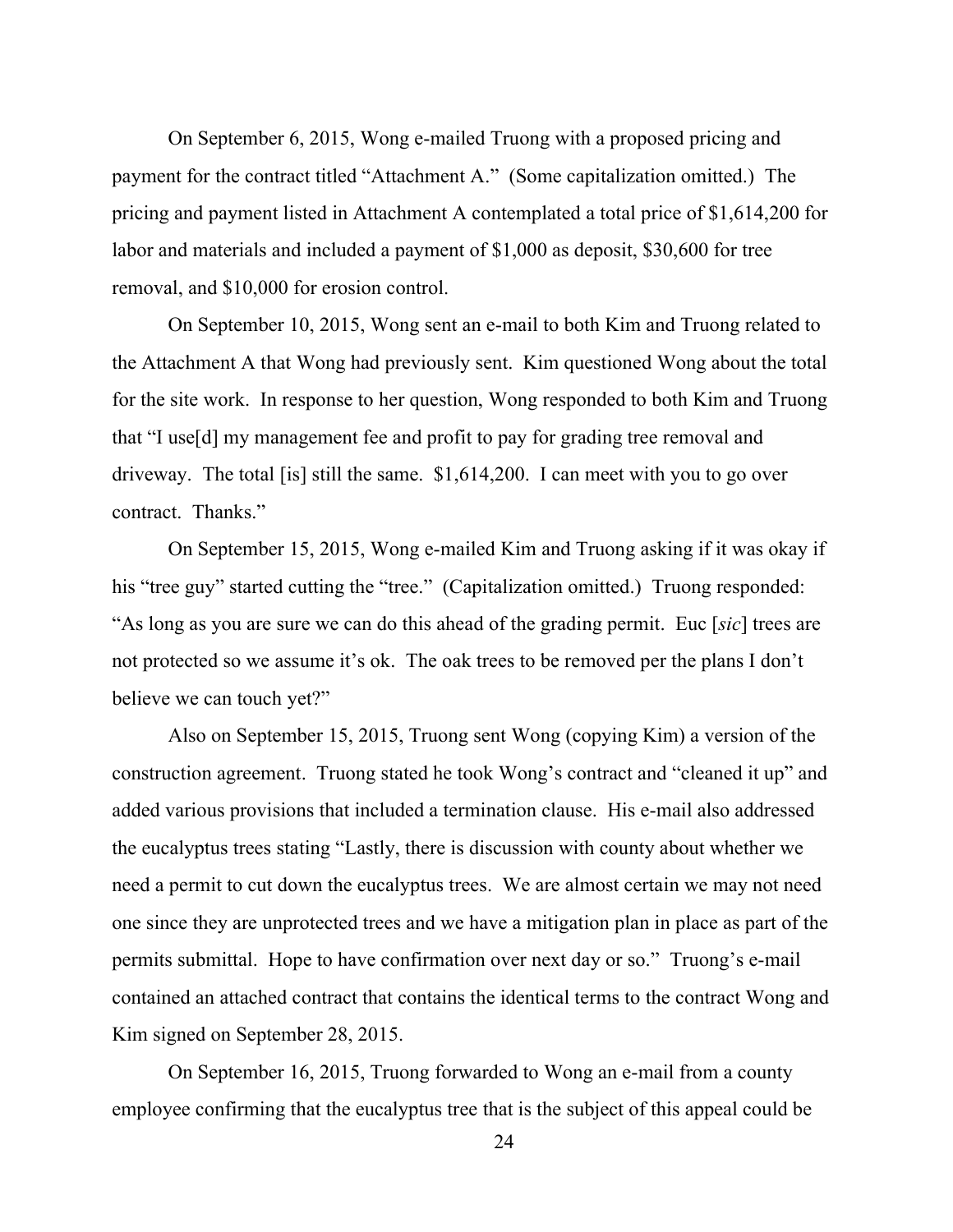On September 6, 2015, Wong e-mailed Truong with a proposed pricing and payment for the contract titled "Attachment A." (Some capitalization omitted.) The pricing and payment listed in Attachment A contemplated a total price of $1,614,200 for labor and materials and included a payment of $1,000 as deposit, $30,600 for tree removal, and $10,000 for erosion control.

On September 10, 2015, Wong sent an e-mail to both Kim and Truong related to the Attachment A that Wong had previously sent. Kim questioned Wong about the total for the site work. In response to her question, Wong responded to both Kim and Truong that "I use[d] my management fee and profit to pay for grading tree removal and driveway. The total [is] still the same. $1,614,200. I can meet with you to go over contract. Thanks."

On September 15, 2015, Wong e-mailed Kim and Truong asking if it was okay if his "tree guy" started cutting the "tree." (Capitalization omitted.) Truong responded: "As long as you are sure we can do this ahead of the grading permit. Euc [*sic*] trees are not protected so we assume it's ok. The oak trees to be removed per the plans I don't believe we can touch yet?"

Also on September 15, 2015, Truong sent Wong (copying Kim) a version of the construction agreement. Truong stated he took Wong's contract and "cleaned it up" and added various provisions that included a termination clause. His e-mail also addressed the eucalyptus trees stating "Lastly, there is discussion with county about whether we need a permit to cut down the eucalyptus trees. We are almost certain we may not need one since they are unprotected trees and we have a mitigation plan in place as part of the permits submittal. Hope to have confirmation over next day or so." Truong's e-mail contained an attached contract that contains the identical terms to the contract Wong and Kim signed on September 28, 2015.

On September 16, 2015, Truong forwarded to Wong an e-mail from a county employee confirming that the eucalyptus tree that is the subject of this appeal could be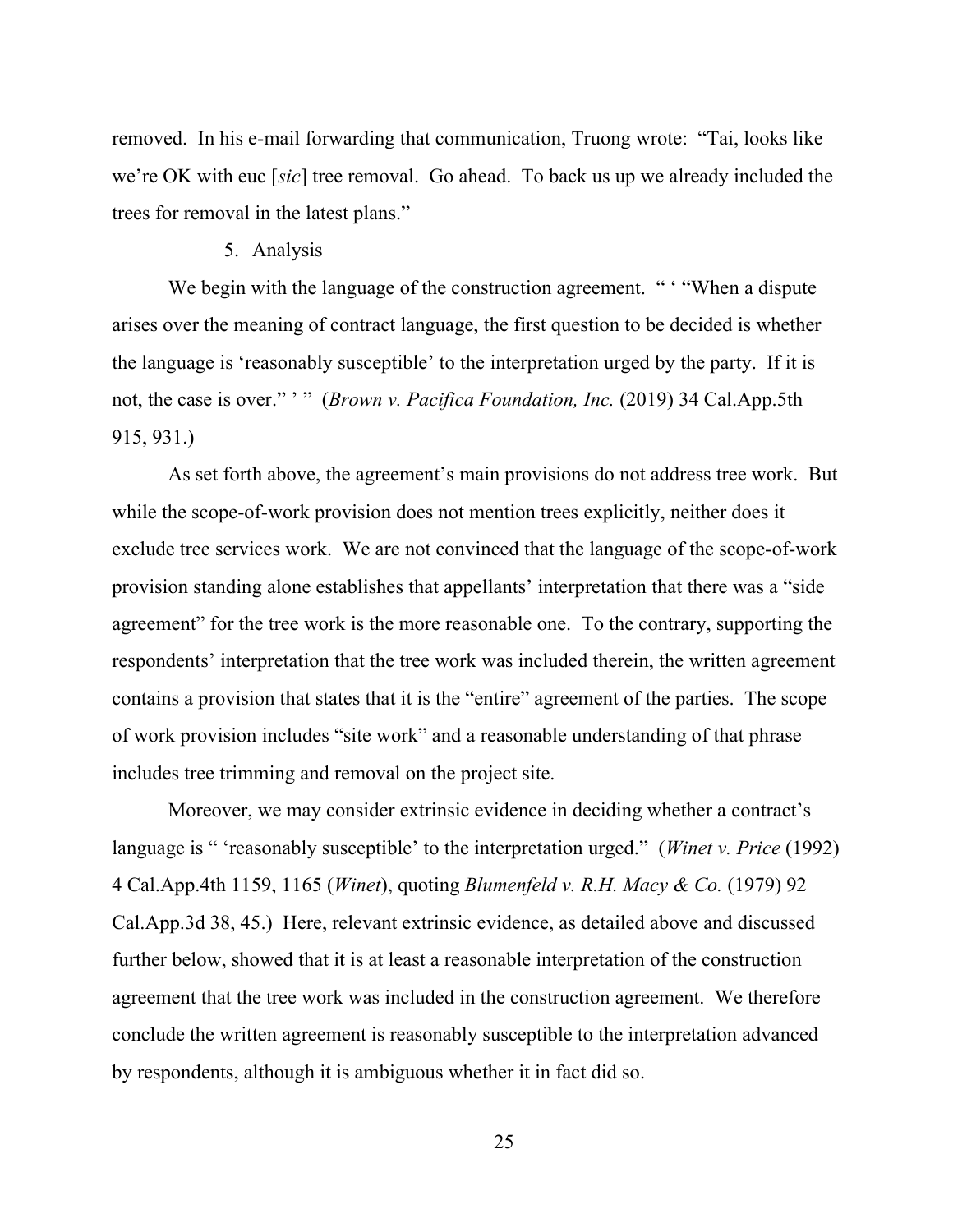removed. In his e-mail forwarding that communication, Truong wrote: "Tai, looks like we're OK with euc [*sic*] tree removal. Go ahead. To back us up we already included the trees for removal in the latest plans."

5. Analysis

We begin with the language of the construction agreement. " ' "When a dispute arises over the meaning of contract language, the first question to be decided is whether the language is 'reasonably susceptible' to the interpretation urged by the party. If it is not, the case is over." ' " (*Brown v. Pacifica Foundation, Inc.* (2019) 34 Cal.App.5th 915, 931.)

As set forth above, the agreement's main provisions do not address tree work. But while the scope-of-work provision does not mention trees explicitly, neither does it exclude tree services work. We are not convinced that the language of the scope-of-work provision standing alone establishes that appellants' interpretation that there was a "side agreement" for the tree work is the more reasonable one. To the contrary, supporting the respondents' interpretation that the tree work was included therein, the written agreement contains a provision that states that it is the "entire" agreement of the parties. The scope of work provision includes "site work" and a reasonable understanding of that phrase includes tree trimming and removal on the project site.

Moreover, we may consider extrinsic evidence in deciding whether a contract's language is " 'reasonably susceptible' to the interpretation urged." (*Winet v. Price* (1992) 4 Cal.App.4th 1159, 1165 (*Winet*), quoting *Blumenfeld v. R.H. Macy & Co.* (1979) 92 Cal.App.3d 38, 45.) Here, relevant extrinsic evidence, as detailed above and discussed further below, showed that it is at least a reasonable interpretation of the construction agreement that the tree work was included in the construction agreement. We therefore conclude the written agreement is reasonably susceptible to the interpretation advanced by respondents, although it is ambiguous whether it in fact did so.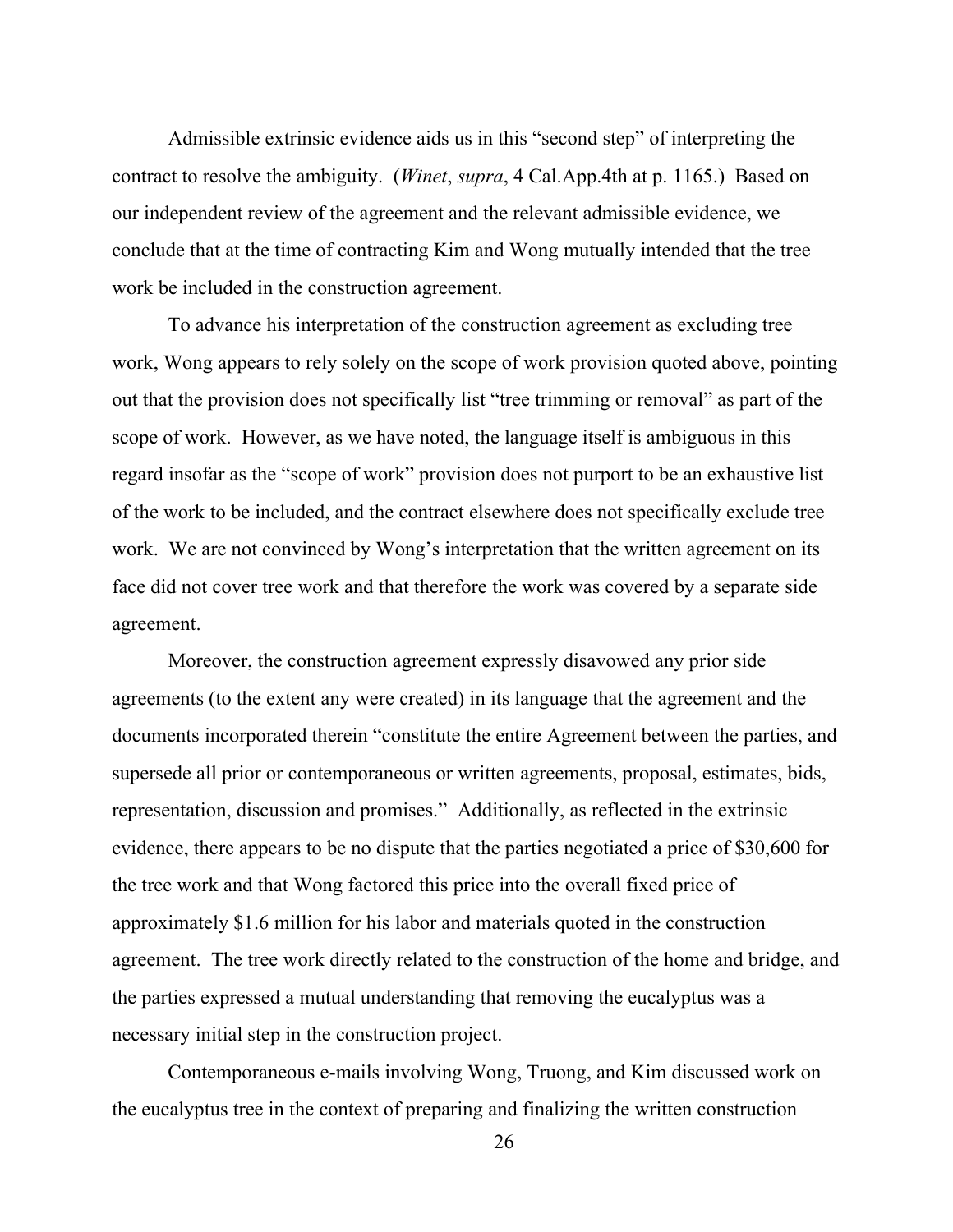Admissible extrinsic evidence aids us in this "second step" of interpreting the contract to resolve the ambiguity. (*Winet*, *supra*, 4 Cal.App.4th at p. 1165.) Based on our independent review of the agreement and the relevant admissible evidence, we conclude that at the time of contracting Kim and Wong mutually intended that the tree work be included in the construction agreement.

To advance his interpretation of the construction agreement as excluding tree work, Wong appears to rely solely on the scope of work provision quoted above, pointing out that the provision does not specifically list "tree trimming or removal" as part of the scope of work. However, as we have noted, the language itself is ambiguous in this regard insofar as the "scope of work" provision does not purport to be an exhaustive list of the work to be included, and the contract elsewhere does not specifically exclude tree work. We are not convinced by Wong's interpretation that the written agreement on its face did not cover tree work and that therefore the work was covered by a separate side agreement.

Moreover, the construction agreement expressly disavowed any prior side agreements (to the extent any were created) in its language that the agreement and the documents incorporated therein "constitute the entire Agreement between the parties, and supersede all prior or contemporaneous or written agreements, proposal, estimates, bids, representation, discussion and promises." Additionally, as reflected in the extrinsic evidence, there appears to be no dispute that the parties negotiated a price of $30,600 for the tree work and that Wong factored this price into the overall fixed price of approximately $1.6 million for his labor and materials quoted in the construction agreement. The tree work directly related to the construction of the home and bridge, and the parties expressed a mutual understanding that removing the eucalyptus was a necessary initial step in the construction project.

Contemporaneous e-mails involving Wong, Truong, and Kim discussed work on the eucalyptus tree in the context of preparing and finalizing the written construction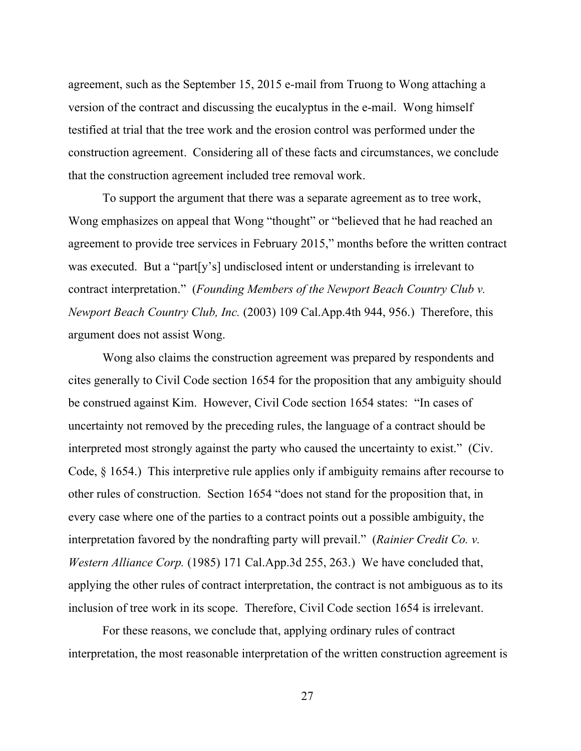agreement, such as the September 15, 2015 e-mail from Truong to Wong attaching a version of the contract and discussing the eucalyptus in the e-mail. Wong himself testified at trial that the tree work and the erosion control was performed under the construction agreement. Considering all of these facts and circumstances, we conclude that the construction agreement included tree removal work.

To support the argument that there was a separate agreement as to tree work, Wong emphasizes on appeal that Wong "thought" or "believed that he had reached an agreement to provide tree services in February 2015," months before the written contract was executed. But a "part[y's] undisclosed intent or understanding is irrelevant to contract interpretation." (*Founding Members of the Newport Beach Country Club v. Newport Beach Country Club, Inc.* (2003) 109 Cal.App.4th 944, 956.) Therefore, this argument does not assist Wong.

Wong also claims the construction agreement was prepared by respondents and cites generally to Civil Code section 1654 for the proposition that any ambiguity should be construed against Kim. However, Civil Code section 1654 states: "In cases of uncertainty not removed by the preceding rules, the language of a contract should be interpreted most strongly against the party who caused the uncertainty to exist." (Civ. Code, § 1654.) This interpretive rule applies only if ambiguity remains after recourse to other rules of construction. Section 1654 "does not stand for the proposition that, in every case where one of the parties to a contract points out a possible ambiguity, the interpretation favored by the nondrafting party will prevail." (*Rainier Credit Co. v. Western Alliance Corp.* (1985) 171 Cal.App.3d 255, 263.) We have concluded that, applying the other rules of contract interpretation, the contract is not ambiguous as to its inclusion of tree work in its scope. Therefore, Civil Code section 1654 is irrelevant.

For these reasons, we conclude that, applying ordinary rules of contract interpretation, the most reasonable interpretation of the written construction agreement is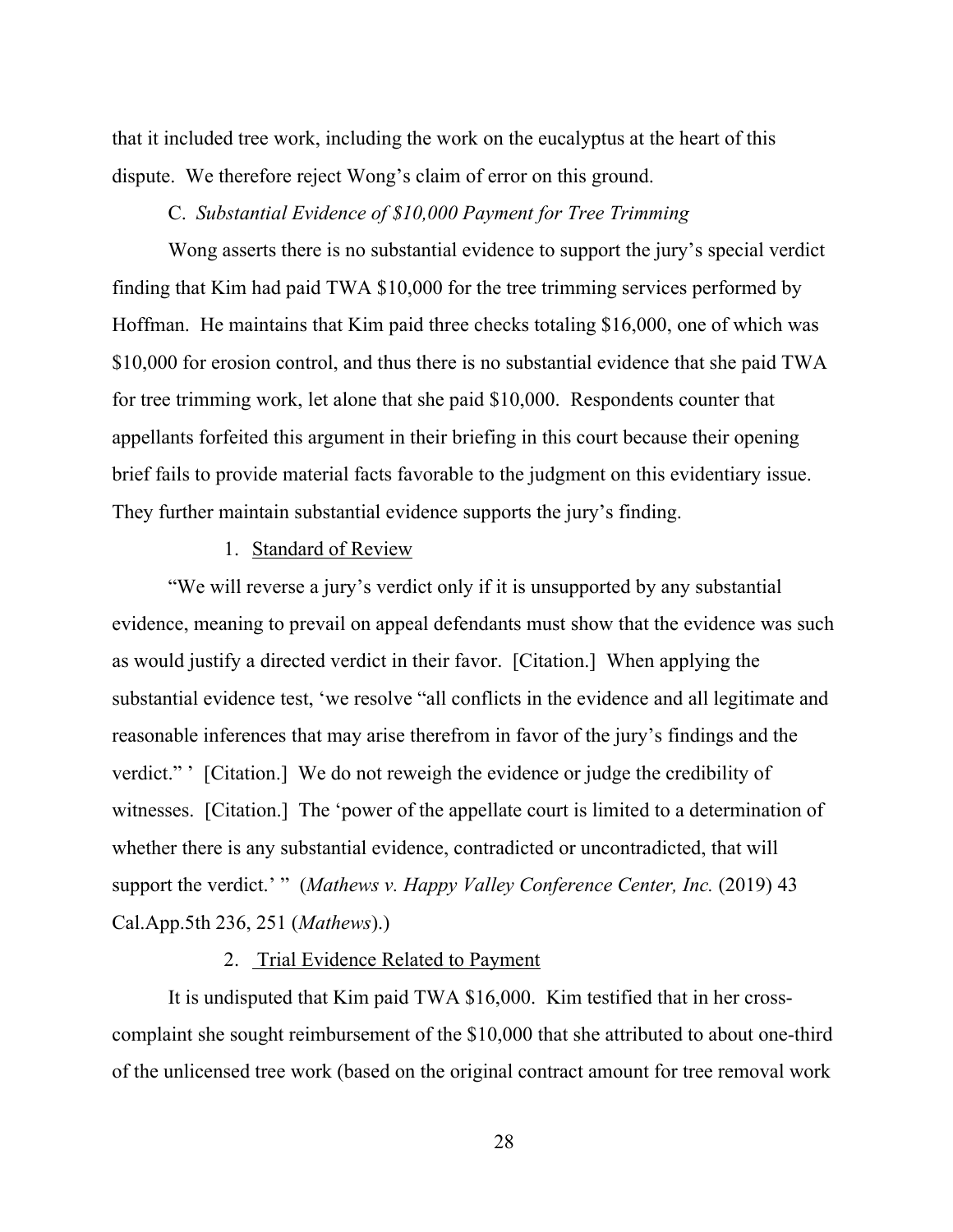that it included tree work, including the work on the eucalyptus at the heart of this dispute. We therefore reject Wong's claim of error on this ground.

### C. *Substantial Evidence of $10,000 Payment for Tree Trimming*

Wong asserts there is no substantial evidence to support the jury's special verdict finding that Kim had paid TWA $10,000 for the tree trimming services performed by Hoffman. He maintains that Kim paid three checks totaling $16,000, one of which was $10,000 for erosion control, and thus there is no substantial evidence that she paid TWA for tree trimming work, let alone that she paid $10,000. Respondents counter that appellants forfeited this argument in their briefing in this court because their opening brief fails to provide material facts favorable to the judgment on this evidentiary issue. They further maintain substantial evidence supports the jury's finding.

#### 1. Standard of Review

"We will reverse a jury's verdict only if it is unsupported by any substantial evidence, meaning to prevail on appeal defendants must show that the evidence was such as would justify a directed verdict in their favor. [Citation.] When applying the substantial evidence test, 'we resolve "all conflicts in the evidence and all legitimate and reasonable inferences that may arise therefrom in favor of the jury's findings and the verdict." ' [Citation.] We do not reweigh the evidence or judge the credibility of witnesses. [Citation.] The 'power of the appellate court is limited to a determination of whether there is any substantial evidence, contradicted or uncontradicted, that will support the verdict.' " (*Mathews v. Happy Valley Conference Center, Inc.* (2019) 43 Cal.App.5th 236, 251 (*Mathews*).)

#### 2. Trial Evidence Related to Payment

It is undisputed that Kim paid TWA $16,000. Kim testified that in her cross-complaint she sought reimbursement of the $10,000 that she attributed to about one-third of the unlicensed tree work (based on the original contract amount for tree removal work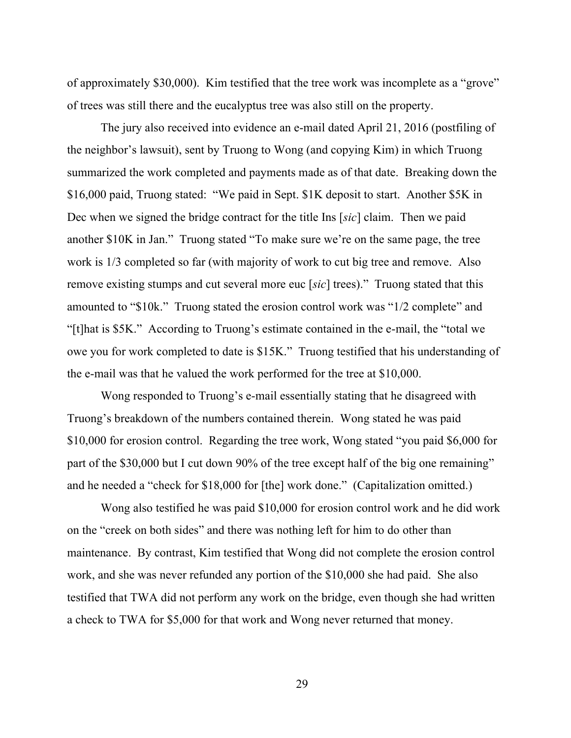of approximately $30,000). Kim testified that the tree work was incomplete as a "grove" of trees was still there and the eucalyptus tree was also still on the property.

The jury also received into evidence an e-mail dated April 21, 2016 (postfiling of the neighbor's lawsuit), sent by Truong to Wong (and copying Kim) in which Truong summarized the work completed and payments made as of that date. Breaking down the $16,000 paid, Truong stated: "We paid in Sept. $1K deposit to start. Another $5K in Dec when we signed the bridge contract for the title Ins [*sic*] claim. Then we paid another $10K in Jan." Truong stated "To make sure we're on the same page, the tree work is 1/3 completed so far (with majority of work to cut big tree and remove. Also remove existing stumps and cut several more euc [*sic*] trees)." Truong stated that this amounted to "$10k." Truong stated the erosion control work was "1/2 complete" and "[t]hat is $5K." According to Truong's estimate contained in the e-mail, the "total we owe you for work completed to date is $15K." Truong testified that his understanding of the e-mail was that he valued the work performed for the tree at $10,000.

Wong responded to Truong's e-mail essentially stating that he disagreed with Truong's breakdown of the numbers contained therein. Wong stated he was paid $10,000 for erosion control. Regarding the tree work, Wong stated "you paid $6,000 for part of the $30,000 but I cut down 90% of the tree except half of the big one remaining" and he needed a "check for $18,000 for [the] work done." (Capitalization omitted.)

Wong also testified he was paid $10,000 for erosion control work and he did work on the "creek on both sides" and there was nothing left for him to do other than maintenance. By contrast, Kim testified that Wong did not complete the erosion control work, and she was never refunded any portion of the $10,000 she had paid. She also testified that TWA did not perform any work on the bridge, even though she had written a check to TWA for $5,000 for that work and Wong never returned that money.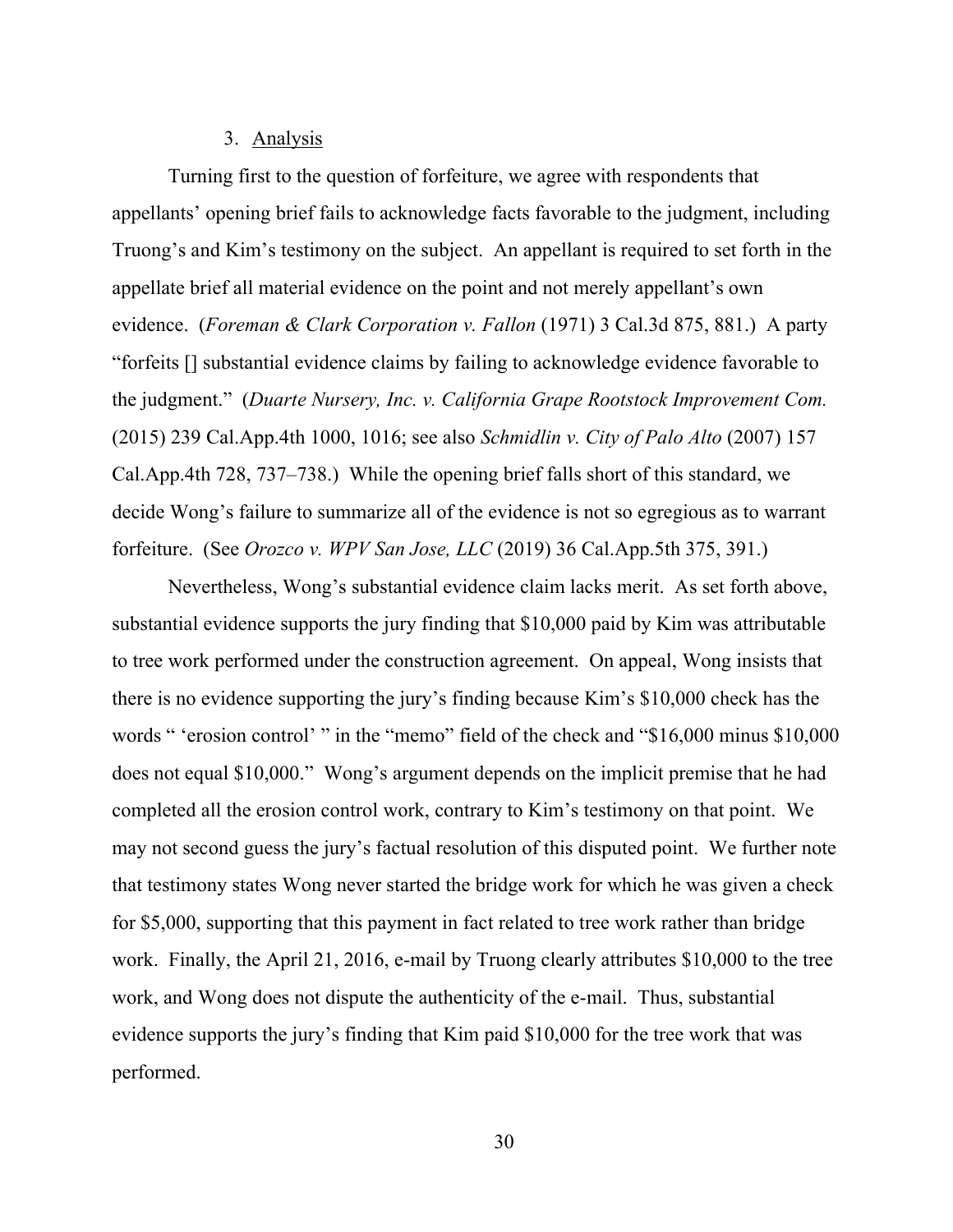3. Analysis

Turning first to the question of forfeiture, we agree with respondents that appellants' opening brief fails to acknowledge facts favorable to the judgment, including Truong's and Kim's testimony on the subject. An appellant is required to set forth in the appellate brief all material evidence on the point and not merely appellant's own evidence. (*Foreman & Clark Corporation v. Fallon* (1971) 3 Cal.3d 875, 881.) A party "forfeits [] substantial evidence claims by failing to acknowledge evidence favorable to the judgment." (*Duarte Nursery, Inc. v. California Grape Rootstock Improvement Com.* (2015) 239 Cal.App.4th 1000, 1016; see also *Schmidlin v. City of Palo Alto* (2007) 157 Cal.App.4th 728, 737–738.) While the opening brief falls short of this standard, we decide Wong's failure to summarize all of the evidence is not so egregious as to warrant forfeiture. (See *Orozco v. WPV San Jose, LLC* (2019) 36 Cal.App.5th 375, 391.)

Nevertheless, Wong's substantial evidence claim lacks merit. As set forth above, substantial evidence supports the jury finding that $10,000 paid by Kim was attributable to tree work performed under the construction agreement. On appeal, Wong insists that there is no evidence supporting the jury's finding because Kim's $10,000 check has the words " 'erosion control' " in the "memo" field of the check and "$16,000 minus $10,000 does not equal $10,000." Wong's argument depends on the implicit premise that he had completed all the erosion control work, contrary to Kim's testimony on that point. We may not second guess the jury's factual resolution of this disputed point. We further note that testimony states Wong never started the bridge work for which he was given a check for $5,000, supporting that this payment in fact related to tree work rather than bridge work. Finally, the April 21, 2016, e-mail by Truong clearly attributes $10,000 to the tree work, and Wong does not dispute the authenticity of the e-mail. Thus, substantial evidence supports the jury's finding that Kim paid $10,000 for the tree work that was performed.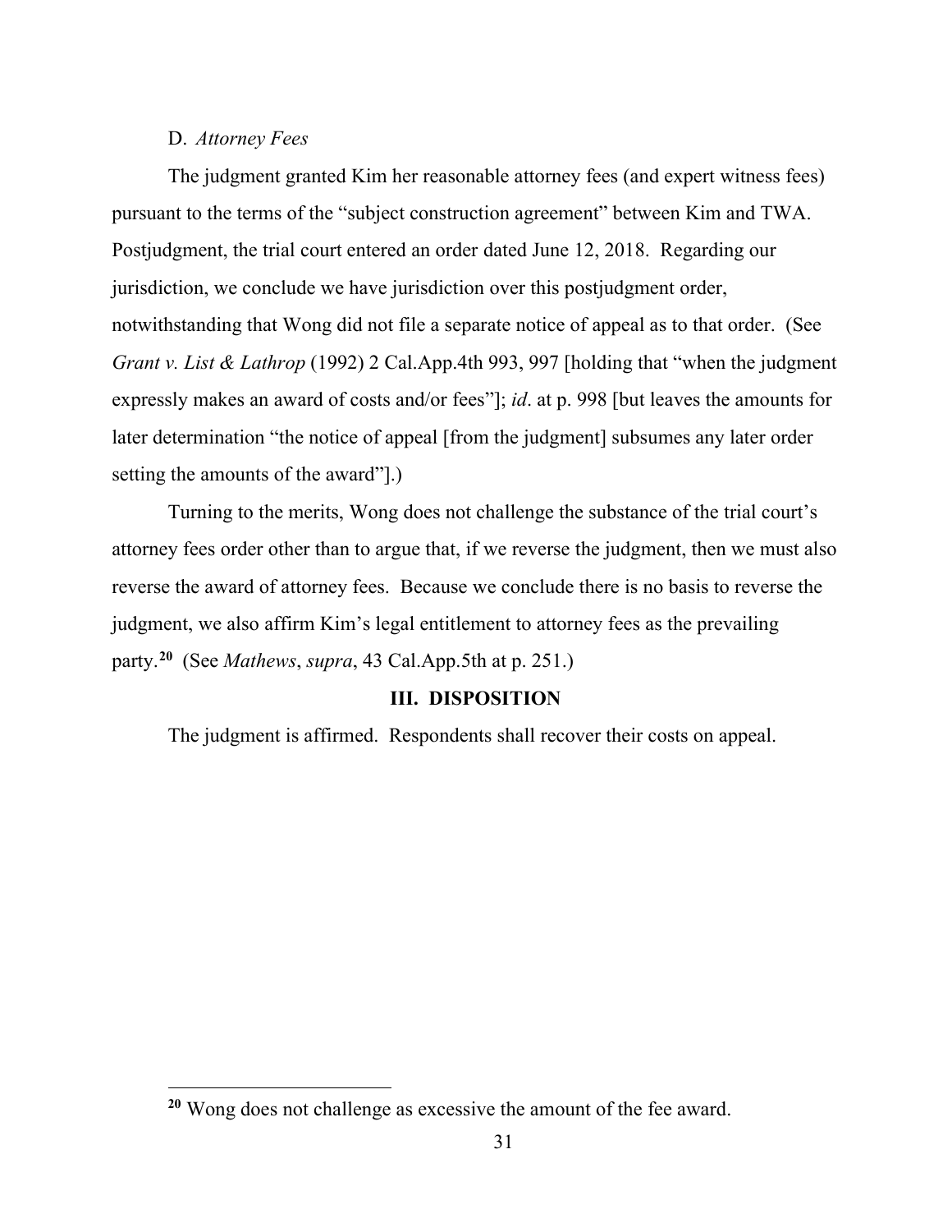### D. *Attorney Fees*

The judgment granted Kim her reasonable attorney fees (and expert witness fees) pursuant to the terms of the "subject construction agreement" between Kim and TWA. Postjudgment, the trial court entered an order dated June 12, 2018. Regarding our jurisdiction, we conclude we have jurisdiction over this postjudgment order, notwithstanding that Wong did not file a separate notice of appeal as to that order. (See *Grant v. List & Lathrop* (1992) 2 Cal.App.4th 993, 997 [holding that "when the judgment expressly makes an award of costs and/or fees"]; *id*. at p. 998 [but leaves the amounts for later determination "the notice of appeal [from the judgment] subsumes any later order setting the amounts of the award"].)

Turning to the merits, Wong does not challenge the substance of the trial court's attorney fees order other than to argue that, if we reverse the judgment, then we must also reverse the award of attorney fees. Because we conclude there is no basis to reverse the judgment, we also affirm Kim's legal entitlement to attorney fees as the prevailing party.[20] (See *Mathews*, *supra*, 43 Cal.App.5th at p. 251.)

## III. DISPOSITION

The judgment is affirmed. Respondents shall recover their costs on appeal.

---

[20] Wong does not challenge as excessive the amount of the fee award.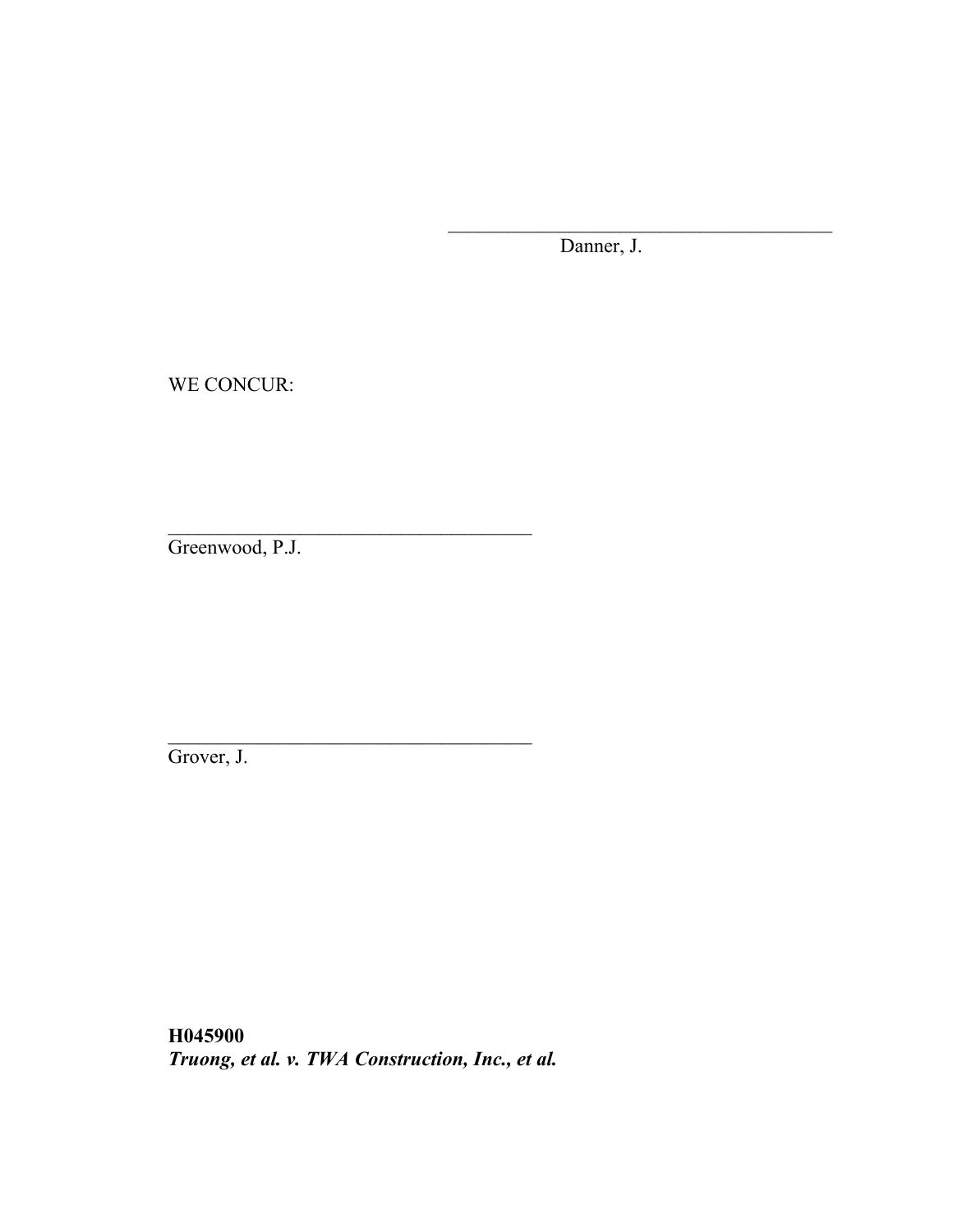______________________________________
Danner, J.

WE CONCUR:

______________________________________
Greenwood, P.J.

______________________________________
Grover, J.

**H045900**
***Truong, et al. v. TWA Construction, Inc., et al.***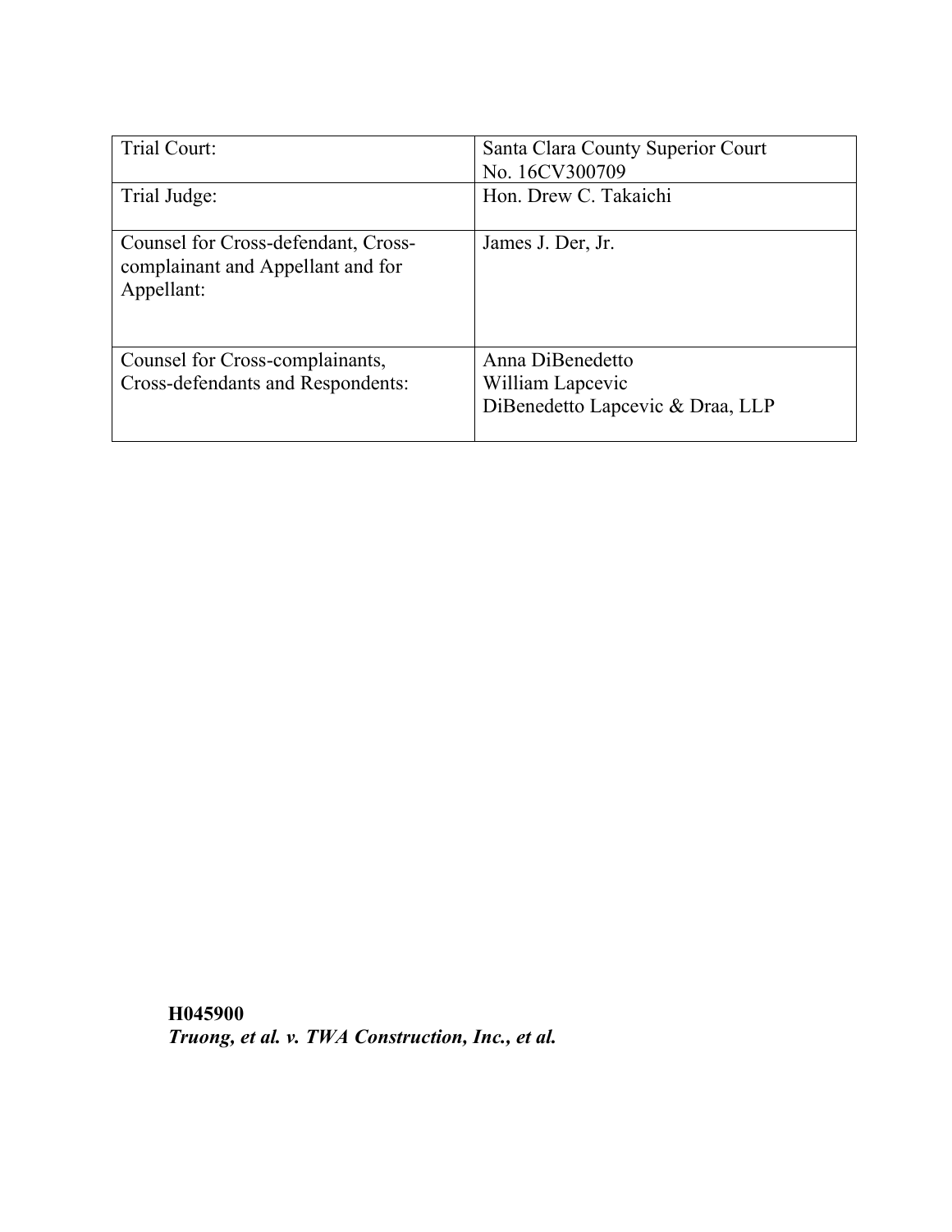| | |
|---|---|
| Trial Court: | Santa Clara County Superior Court<br>No. 16CV300709 |
| Trial Judge: | Hon. Drew C. Takaichi |
| Counsel for Cross-defendant, Cross-complainant and Appellant and for Appellant: | James J. Der, Jr. |
| Counsel for Cross-complainants, Cross-defendants and Respondents: | Anna DiBenedetto<br>William Lapcevic<br>DiBenedetto Lapcevic & Draa, LLP |

**H045900**
***Truong, et al. v. TWA Construction, Inc., et al.***